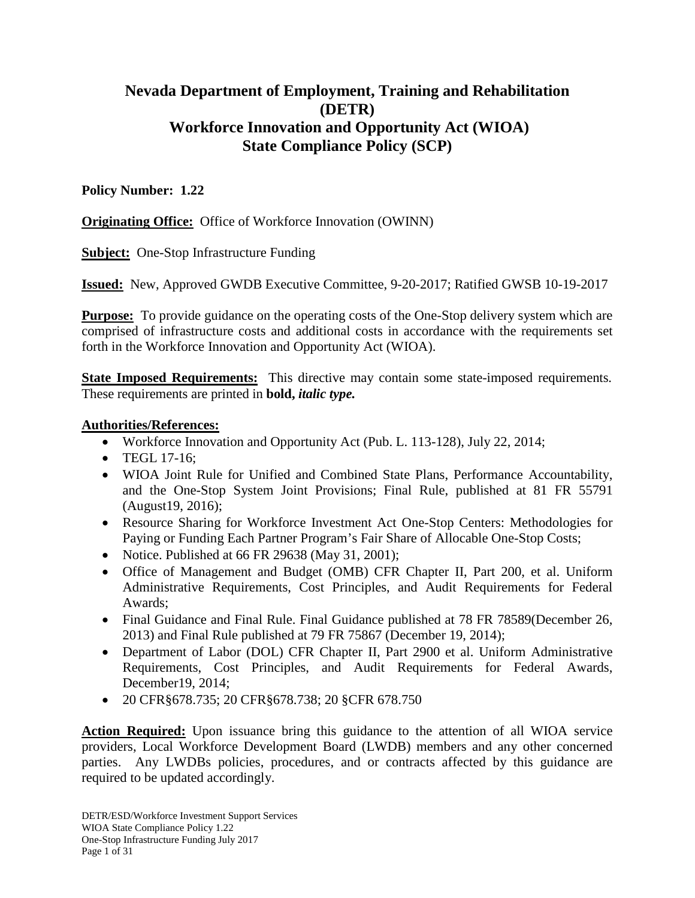# Nevada Department of Employment, Training and Rehabilitation (DETR)
# Workforce Innovation and Opportunity Act (WIOA)
# State Compliance Policy (SCP)

**Policy Number: 1.22**

**Originating Office:** Office of Workforce Innovation (OWINN)

**Subject:** One-Stop Infrastructure Funding

**Issued:** New, Approved GWDB Executive Committee, 9-20-2017; Ratified GWSB 10-19-2017

**Purpose:** To provide guidance on the operating costs of the One-Stop delivery system which are comprised of infrastructure costs and additional costs in accordance with the requirements set forth in the Workforce Innovation and Opportunity Act (WIOA).

**State Imposed Requirements:** This directive may contain some state-imposed requirements. These requirements are printed in **bold, *italic type.***

**Authorities/References:**

- Workforce Innovation and Opportunity Act (Pub. L. 113-128), July 22, 2014;
- TEGL 17-16;
- WIOA Joint Rule for Unified and Combined State Plans, Performance Accountability, and the One-Stop System Joint Provisions; Final Rule, published at 81 FR 55791 (August19, 2016);
- Resource Sharing for Workforce Investment Act One-Stop Centers: Methodologies for Paying or Funding Each Partner Program's Fair Share of Allocable One-Stop Costs;
- Notice. Published at 66 FR 29638 (May 31, 2001);
- Office of Management and Budget (OMB) CFR Chapter II, Part 200, et al. Uniform Administrative Requirements, Cost Principles, and Audit Requirements for Federal Awards;
- Final Guidance and Final Rule. Final Guidance published at 78 FR 78589(December 26, 2013) and Final Rule published at 79 FR 75867 (December 19, 2014);
- Department of Labor (DOL) CFR Chapter II, Part 2900 et al. Uniform Administrative Requirements, Cost Principles, and Audit Requirements for Federal Awards, December19, 2014;
- 20 CFR§678.735; 20 CFR§678.738; 20 §CFR 678.750

**Action Required:** Upon issuance bring this guidance to the attention of all WIOA service providers, Local Workforce Development Board (LWDB) members and any other concerned parties. Any LWDBs policies, procedures, and or contracts affected by this guidance are required to be updated accordingly.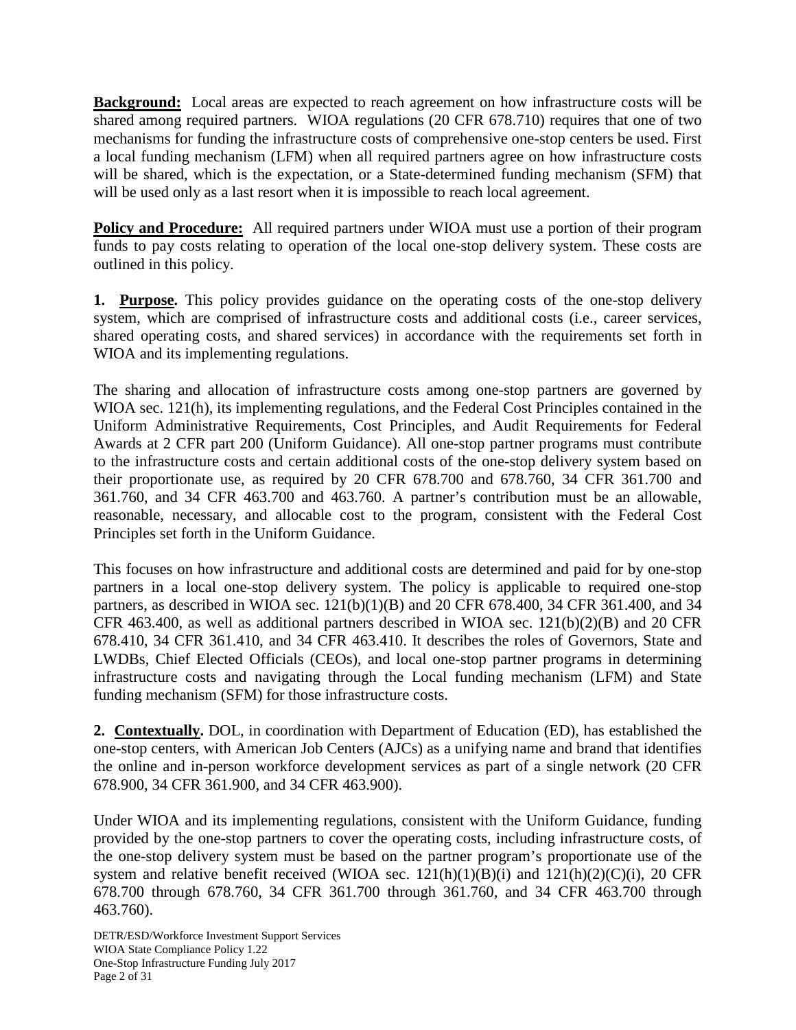**Background:** Local areas are expected to reach agreement on how infrastructure costs will be shared among required partners. WIOA regulations (20 CFR 678.710) requires that one of two mechanisms for funding the infrastructure costs of comprehensive one-stop centers be used. First a local funding mechanism (LFM) when all required partners agree on how infrastructure costs will be shared, which is the expectation, or a State-determined funding mechanism (SFM) that will be used only as a last resort when it is impossible to reach local agreement.

**Policy and Procedure:** All required partners under WIOA must use a portion of their program funds to pay costs relating to operation of the local one-stop delivery system. These costs are outlined in this policy.

**1. Purpose.** This policy provides guidance on the operating costs of the one-stop delivery system, which are comprised of infrastructure costs and additional costs (i.e., career services, shared operating costs, and shared services) in accordance with the requirements set forth in WIOA and its implementing regulations.

The sharing and allocation of infrastructure costs among one-stop partners are governed by WIOA sec. 121(h), its implementing regulations, and the Federal Cost Principles contained in the Uniform Administrative Requirements, Cost Principles, and Audit Requirements for Federal Awards at 2 CFR part 200 (Uniform Guidance). All one-stop partner programs must contribute to the infrastructure costs and certain additional costs of the one-stop delivery system based on their proportionate use, as required by 20 CFR 678.700 and 678.760, 34 CFR 361.700 and 361.760, and 34 CFR 463.700 and 463.760. A partner's contribution must be an allowable, reasonable, necessary, and allocable cost to the program, consistent with the Federal Cost Principles set forth in the Uniform Guidance.

This focuses on how infrastructure and additional costs are determined and paid for by one-stop partners in a local one-stop delivery system. The policy is applicable to required one-stop partners, as described in WIOA sec. 121(b)(1)(B) and 20 CFR 678.400, 34 CFR 361.400, and 34 CFR 463.400, as well as additional partners described in WIOA sec. 121(b)(2)(B) and 20 CFR 678.410, 34 CFR 361.410, and 34 CFR 463.410. It describes the roles of Governors, State and LWDBs, Chief Elected Officials (CEOs), and local one-stop partner programs in determining infrastructure costs and navigating through the Local funding mechanism (LFM) and State funding mechanism (SFM) for those infrastructure costs.

**2. Contextually.** DOL, in coordination with Department of Education (ED), has established the one-stop centers, with American Job Centers (AJCs) as a unifying name and brand that identifies the online and in-person workforce development services as part of a single network (20 CFR 678.900, 34 CFR 361.900, and 34 CFR 463.900).

Under WIOA and its implementing regulations, consistent with the Uniform Guidance, funding provided by the one-stop partners to cover the operating costs, including infrastructure costs, of the one-stop delivery system must be based on the partner program's proportionate use of the system and relative benefit received (WIOA sec. 121(h)(1)(B)(i) and 121(h)(2)(C)(i), 20 CFR 678.700 through 678.760, 34 CFR 361.700 through 361.760, and 34 CFR 463.700 through 463.760).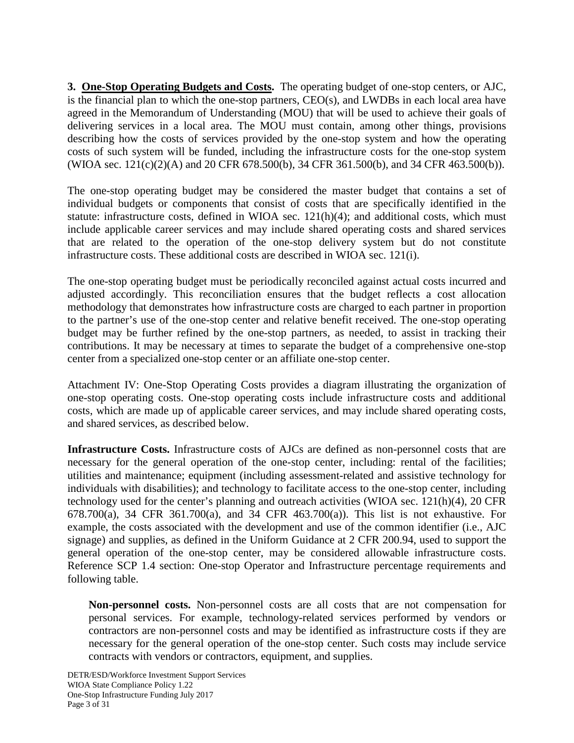**3. <u>One-Stop Operating Budgets and Costs.</u>** The operating budget of one-stop centers, or AJC, is the financial plan to which the one-stop partners, CEO(s), and LWDBs in each local area have agreed in the Memorandum of Understanding (MOU) that will be used to achieve their goals of delivering services in a local area. The MOU must contain, among other things, provisions describing how the costs of services provided by the one-stop system and how the operating costs of such system will be funded, including the infrastructure costs for the one-stop system (WIOA sec. 121(c)(2)(A) and 20 CFR 678.500(b), 34 CFR 361.500(b), and 34 CFR 463.500(b)).

The one-stop operating budget may be considered the master budget that contains a set of individual budgets or components that consist of costs that are specifically identified in the statute: infrastructure costs, defined in WIOA sec. 121(h)(4); and additional costs, which must include applicable career services and may include shared operating costs and shared services that are related to the operation of the one-stop delivery system but do not constitute infrastructure costs. These additional costs are described in WIOA sec. 121(i).

The one-stop operating budget must be periodically reconciled against actual costs incurred and adjusted accordingly. This reconciliation ensures that the budget reflects a cost allocation methodology that demonstrates how infrastructure costs are charged to each partner in proportion to the partner's use of the one-stop center and relative benefit received. The one-stop operating budget may be further refined by the one-stop partners, as needed, to assist in tracking their contributions. It may be necessary at times to separate the budget of a comprehensive one-stop center from a specialized one-stop center or an affiliate one-stop center.

Attachment IV: One-Stop Operating Costs provides a diagram illustrating the organization of one-stop operating costs. One-stop operating costs include infrastructure costs and additional costs, which are made up of applicable career services, and may include shared operating costs, and shared services, as described below.

**Infrastructure Costs.** Infrastructure costs of AJCs are defined as non-personnel costs that are necessary for the general operation of the one-stop center, including: rental of the facilities; utilities and maintenance; equipment (including assessment-related and assistive technology for individuals with disabilities); and technology to facilitate access to the one-stop center, including technology used for the center's planning and outreach activities (WIOA sec. 121(h)(4), 20 CFR 678.700(a), 34 CFR 361.700(a), and 34 CFR 463.700(a)). This list is not exhaustive. For example, the costs associated with the development and use of the common identifier (i.e., AJC signage) and supplies, as defined in the Uniform Guidance at 2 CFR 200.94, used to support the general operation of the one-stop center, may be considered allowable infrastructure costs. Reference SCP 1.4 section: One-stop Operator and Infrastructure percentage requirements and following table.

> **Non-personnel costs.** Non-personnel costs are all costs that are not compensation for personal services. For example, technology-related services performed by vendors or contractors are non-personnel costs and may be identified as infrastructure costs if they are necessary for the general operation of the one-stop center. Such costs may include service contracts with vendors or contractors, equipment, and supplies.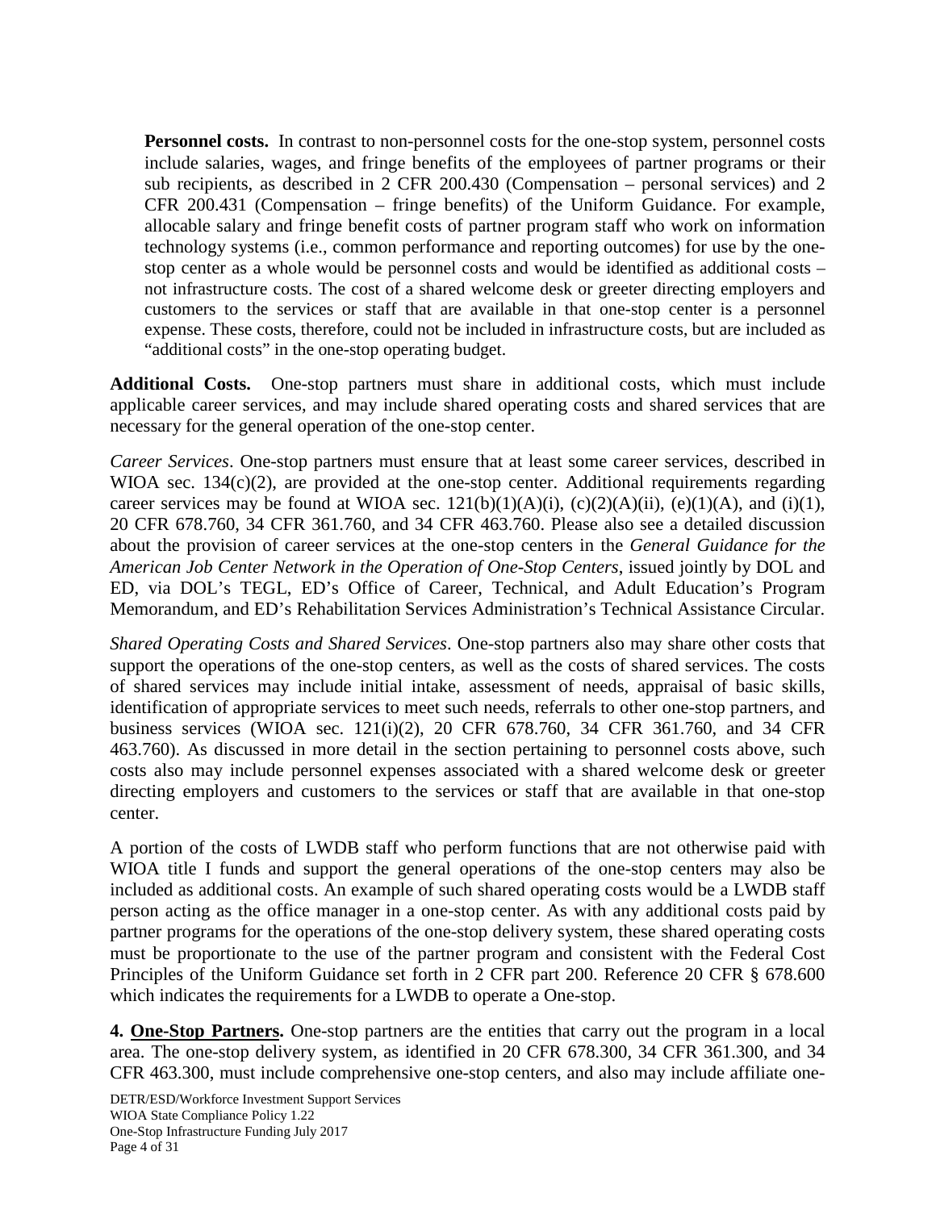**Personnel costs.** In contrast to non-personnel costs for the one-stop system, personnel costs include salaries, wages, and fringe benefits of the employees of partner programs or their sub recipients, as described in 2 CFR 200.430 (Compensation – personal services) and 2 CFR 200.431 (Compensation – fringe benefits) of the Uniform Guidance. For example, allocable salary and fringe benefit costs of partner program staff who work on information technology systems (i.e., common performance and reporting outcomes) for use by the one-stop center as a whole would be personnel costs and would be identified as additional costs – not infrastructure costs. The cost of a shared welcome desk or greeter directing employers and customers to the services or staff that are available in that one-stop center is a personnel expense. These costs, therefore, could not be included in infrastructure costs, but are included as "additional costs" in the one-stop operating budget.

**Additional Costs.** One-stop partners must share in additional costs, which must include applicable career services, and may include shared operating costs and shared services that are necessary for the general operation of the one-stop center.

*Career Services*. One-stop partners must ensure that at least some career services, described in WIOA sec. 134(c)(2), are provided at the one-stop center. Additional requirements regarding career services may be found at WIOA sec. 121(b)(1)(A)(i), (c)(2)(A)(ii), (e)(1)(A), and (i)(1), 20 CFR 678.760, 34 CFR 361.760, and 34 CFR 463.760. Please also see a detailed discussion about the provision of career services at the one-stop centers in the *General Guidance for the American Job Center Network in the Operation of One-Stop Centers*, issued jointly by DOL and ED, via DOL's TEGL, ED's Office of Career, Technical, and Adult Education's Program Memorandum, and ED's Rehabilitation Services Administration's Technical Assistance Circular.

*Shared Operating Costs and Shared Services*. One-stop partners also may share other costs that support the operations of the one-stop centers, as well as the costs of shared services. The costs of shared services may include initial intake, assessment of needs, appraisal of basic skills, identification of appropriate services to meet such needs, referrals to other one-stop partners, and business services (WIOA sec. 121(i)(2), 20 CFR 678.760, 34 CFR 361.760, and 34 CFR 463.760). As discussed in more detail in the section pertaining to personnel costs above, such costs also may include personnel expenses associated with a shared welcome desk or greeter directing employers and customers to the services or staff that are available in that one-stop center.

A portion of the costs of LWDB staff who perform functions that are not otherwise paid with WIOA title I funds and support the general operations of the one-stop centers may also be included as additional costs. An example of such shared operating costs would be a LWDB staff person acting as the office manager in a one-stop center. As with any additional costs paid by partner programs for the operations of the one-stop delivery system, these shared operating costs must be proportionate to the use of the partner program and consistent with the Federal Cost Principles of the Uniform Guidance set forth in 2 CFR part 200. Reference 20 CFR § 678.600 which indicates the requirements for a LWDB to operate a One-stop.

**4. <u>One-Stop Partners</u>.** One-stop partners are the entities that carry out the program in a local area. The one-stop delivery system, as identified in 20 CFR 678.300, 34 CFR 361.300, and 34 CFR 463.300, must include comprehensive one-stop centers, and also may include affiliate one-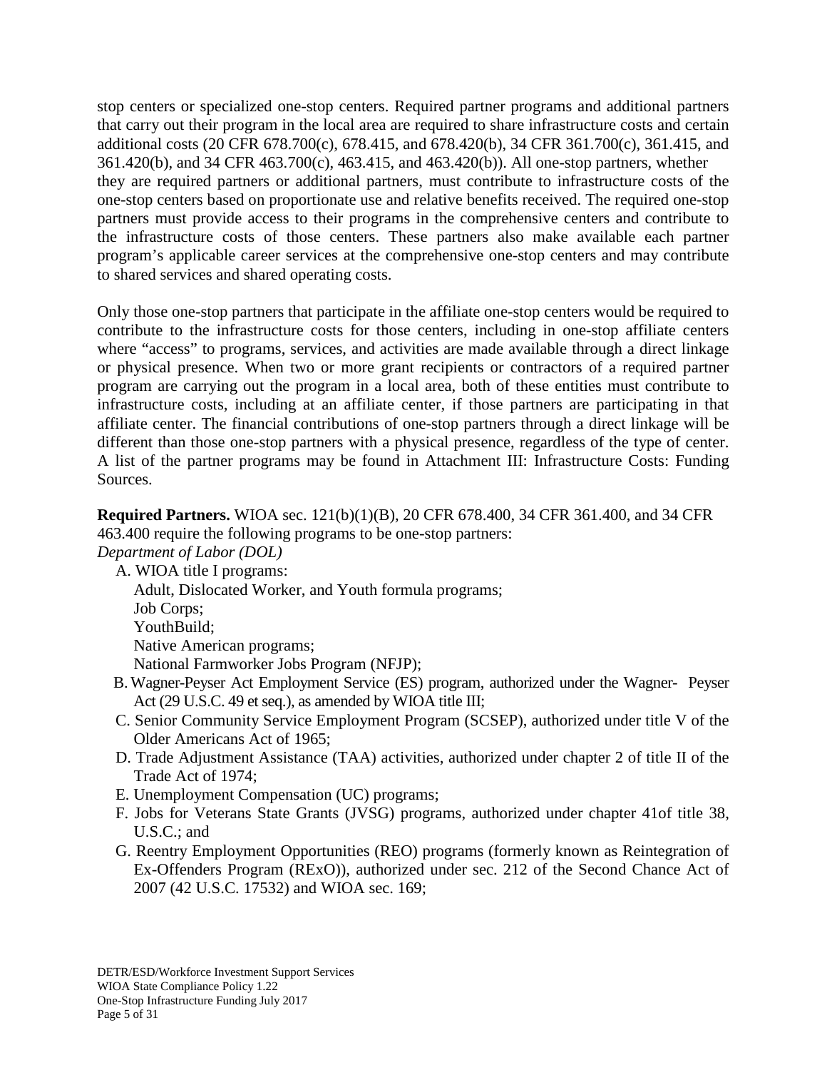stop centers or specialized one-stop centers. Required partner programs and additional partners that carry out their program in the local area are required to share infrastructure costs and certain additional costs (20 CFR 678.700(c), 678.415, and 678.420(b), 34 CFR 361.700(c), 361.415, and 361.420(b), and 34 CFR 463.700(c), 463.415, and 463.420(b)). All one-stop partners, whether they are required partners or additional partners, must contribute to infrastructure costs of the one-stop centers based on proportionate use and relative benefits received. The required one-stop partners must provide access to their programs in the comprehensive centers and contribute to the infrastructure costs of those centers. These partners also make available each partner program's applicable career services at the comprehensive one-stop centers and may contribute to shared services and shared operating costs.

Only those one-stop partners that participate in the affiliate one-stop centers would be required to contribute to the infrastructure costs for those centers, including in one-stop affiliate centers where "access" to programs, services, and activities are made available through a direct linkage or physical presence. When two or more grant recipients or contractors of a required partner program are carrying out the program in a local area, both of these entities must contribute to infrastructure costs, including at an affiliate center, if those partners are participating in that affiliate center. The financial contributions of one-stop partners through a direct linkage will be different than those one-stop partners with a physical presence, regardless of the type of center. A list of the partner programs may be found in Attachment III: Infrastructure Costs: Funding Sources.

**Required Partners.** WIOA sec. 121(b)(1)(B), 20 CFR 678.400, 34 CFR 361.400, and 34 CFR 463.400 require the following programs to be one-stop partners:

*Department of Labor (DOL)*

A. WIOA title I programs:
   Adult, Dislocated Worker, and Youth formula programs;
   Job Corps;
   YouthBuild;
   Native American programs;
   National Farmworker Jobs Program (NFJP);

B. Wagner-Peyser Act Employment Service (ES) program, authorized under the Wagner- Peyser Act (29 U.S.C. 49 et seq.), as amended by WIOA title III;

C. Senior Community Service Employment Program (SCSEP), authorized under title V of the Older Americans Act of 1965;

D. Trade Adjustment Assistance (TAA) activities, authorized under chapter 2 of title II of the Trade Act of 1974;

E. Unemployment Compensation (UC) programs;

F. Jobs for Veterans State Grants (JVSG) programs, authorized under chapter 41of title 38, U.S.C.; and

G. Reentry Employment Opportunities (REO) programs (formerly known as Reintegration of Ex-Offenders Program (RExO)), authorized under sec. 212 of the Second Chance Act of 2007 (42 U.S.C. 17532) and WIOA sec. 169;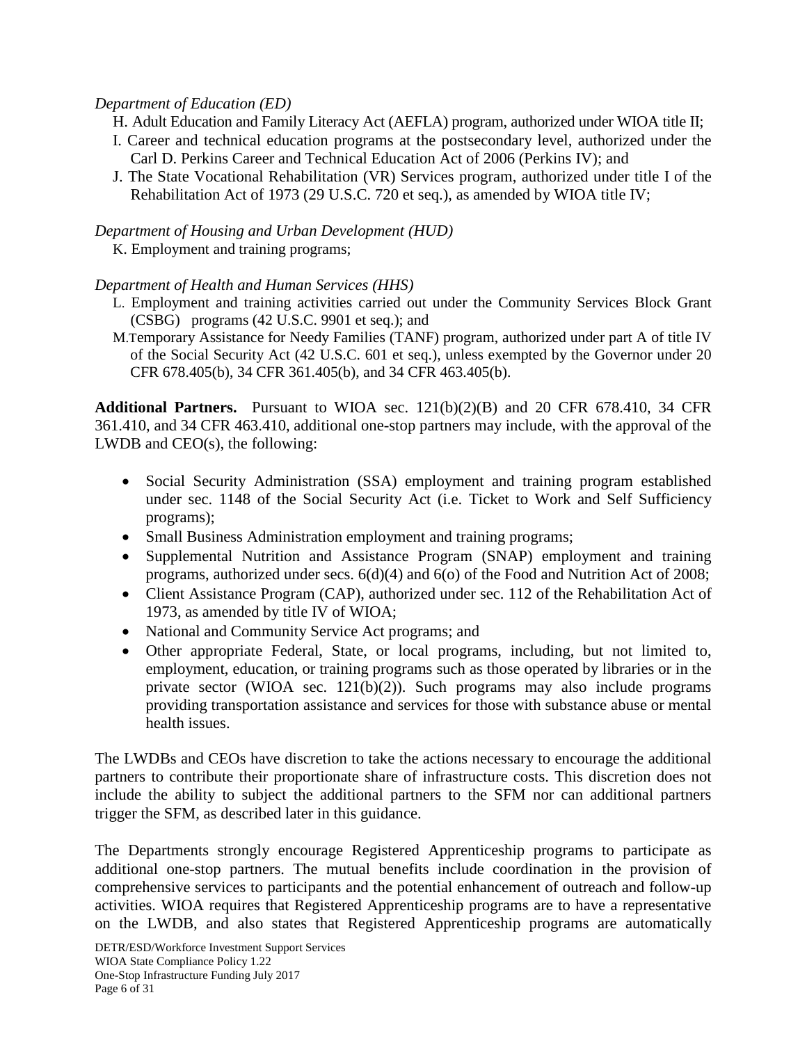*Department of Education (ED)*

H. Adult Education and Family Literacy Act (AEFLA) program, authorized under WIOA title II;

I. Career and technical education programs at the postsecondary level, authorized under the Carl D. Perkins Career and Technical Education Act of 2006 (Perkins IV); and

J. The State Vocational Rehabilitation (VR) Services program, authorized under title I of the Rehabilitation Act of 1973 (29 U.S.C. 720 et seq.), as amended by WIOA title IV;

*Department of Housing and Urban Development (HUD)*

K. Employment and training programs;

*Department of Health and Human Services (HHS)*

L. Employment and training activities carried out under the Community Services Block Grant (CSBG) programs (42 U.S.C. 9901 et seq.); and

M. Temporary Assistance for Needy Families (TANF) program, authorized under part A of title IV of the Social Security Act (42 U.S.C. 601 et seq.), unless exempted by the Governor under 20 CFR 678.405(b), 34 CFR 361.405(b), and 34 CFR 463.405(b).

**Additional Partners.** Pursuant to WIOA sec. 121(b)(2)(B) and 20 CFR 678.410, 34 CFR 361.410, and 34 CFR 463.410, additional one-stop partners may include, with the approval of the LWDB and CEO(s), the following:

- Social Security Administration (SSA) employment and training program established under sec. 1148 of the Social Security Act (i.e. Ticket to Work and Self Sufficiency programs);
- Small Business Administration employment and training programs;
- Supplemental Nutrition and Assistance Program (SNAP) employment and training programs, authorized under secs. 6(d)(4) and 6(o) of the Food and Nutrition Act of 2008;
- Client Assistance Program (CAP), authorized under sec. 112 of the Rehabilitation Act of 1973, as amended by title IV of WIOA;
- National and Community Service Act programs; and
- Other appropriate Federal, State, or local programs, including, but not limited to, employment, education, or training programs such as those operated by libraries or in the private sector (WIOA sec. 121(b)(2)). Such programs may also include programs providing transportation assistance and services for those with substance abuse or mental health issues.

The LWDBs and CEOs have discretion to take the actions necessary to encourage the additional partners to contribute their proportionate share of infrastructure costs. This discretion does not include the ability to subject the additional partners to the SFM nor can additional partners trigger the SFM, as described later in this guidance.

The Departments strongly encourage Registered Apprenticeship programs to participate as additional one-stop partners. The mutual benefits include coordination in the provision of comprehensive services to participants and the potential enhancement of outreach and follow-up activities. WIOA requires that Registered Apprenticeship programs are to have a representative on the LWDB, and also states that Registered Apprenticeship programs are automatically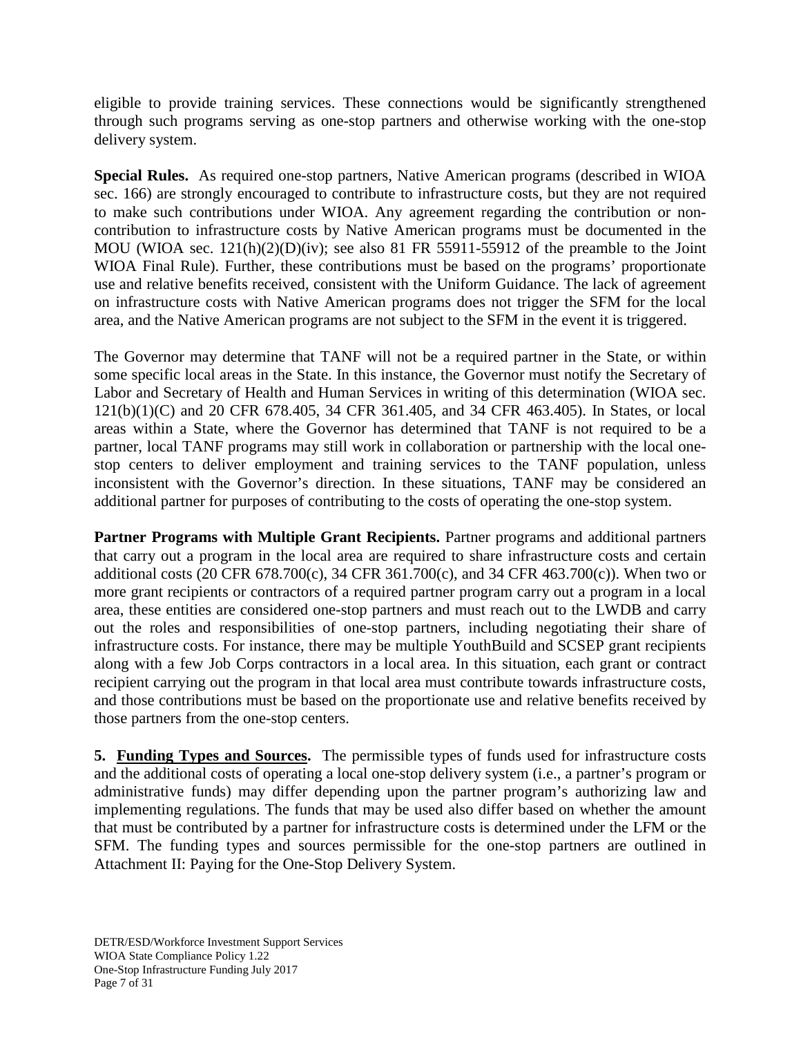eligible to provide training services. These connections would be significantly strengthened through such programs serving as one-stop partners and otherwise working with the one-stop delivery system.

**Special Rules.** As required one-stop partners, Native American programs (described in WIOA sec. 166) are strongly encouraged to contribute to infrastructure costs, but they are not required to make such contributions under WIOA. Any agreement regarding the contribution or non-contribution to infrastructure costs by Native American programs must be documented in the MOU (WIOA sec. 121(h)(2)(D)(iv); see also 81 FR 55911-55912 of the preamble to the Joint WIOA Final Rule). Further, these contributions must be based on the programs' proportionate use and relative benefits received, consistent with the Uniform Guidance. The lack of agreement on infrastructure costs with Native American programs does not trigger the SFM for the local area, and the Native American programs are not subject to the SFM in the event it is triggered.

The Governor may determine that TANF will not be a required partner in the State, or within some specific local areas in the State. In this instance, the Governor must notify the Secretary of Labor and Secretary of Health and Human Services in writing of this determination (WIOA sec. 121(b)(1)(C) and 20 CFR 678.405, 34 CFR 361.405, and 34 CFR 463.405). In States, or local areas within a State, where the Governor has determined that TANF is not required to be a partner, local TANF programs may still work in collaboration or partnership with the local one-stop centers to deliver employment and training services to the TANF population, unless inconsistent with the Governor's direction. In these situations, TANF may be considered an additional partner for purposes of contributing to the costs of operating the one-stop system.

**Partner Programs with Multiple Grant Recipients.** Partner programs and additional partners that carry out a program in the local area are required to share infrastructure costs and certain additional costs (20 CFR 678.700(c), 34 CFR 361.700(c), and 34 CFR 463.700(c)). When two or more grant recipients or contractors of a required partner program carry out a program in a local area, these entities are considered one-stop partners and must reach out to the LWDB and carry out the roles and responsibilities of one-stop partners, including negotiating their share of infrastructure costs. For instance, there may be multiple YouthBuild and SCSEP grant recipients along with a few Job Corps contractors in a local area. In this situation, each grant or contract recipient carrying out the program in that local area must contribute towards infrastructure costs, and those contributions must be based on the proportionate use and relative benefits received by those partners from the one-stop centers.

**5. <u>Funding Types and Sources</u>.** The permissible types of funds used for infrastructure costs and the additional costs of operating a local one-stop delivery system (i.e., a partner's program or administrative funds) may differ depending upon the partner program's authorizing law and implementing regulations. The funds that may be used also differ based on whether the amount that must be contributed by a partner for infrastructure costs is determined under the LFM or the SFM. The funding types and sources permissible for the one-stop partners are outlined in Attachment II: Paying for the One-Stop Delivery System.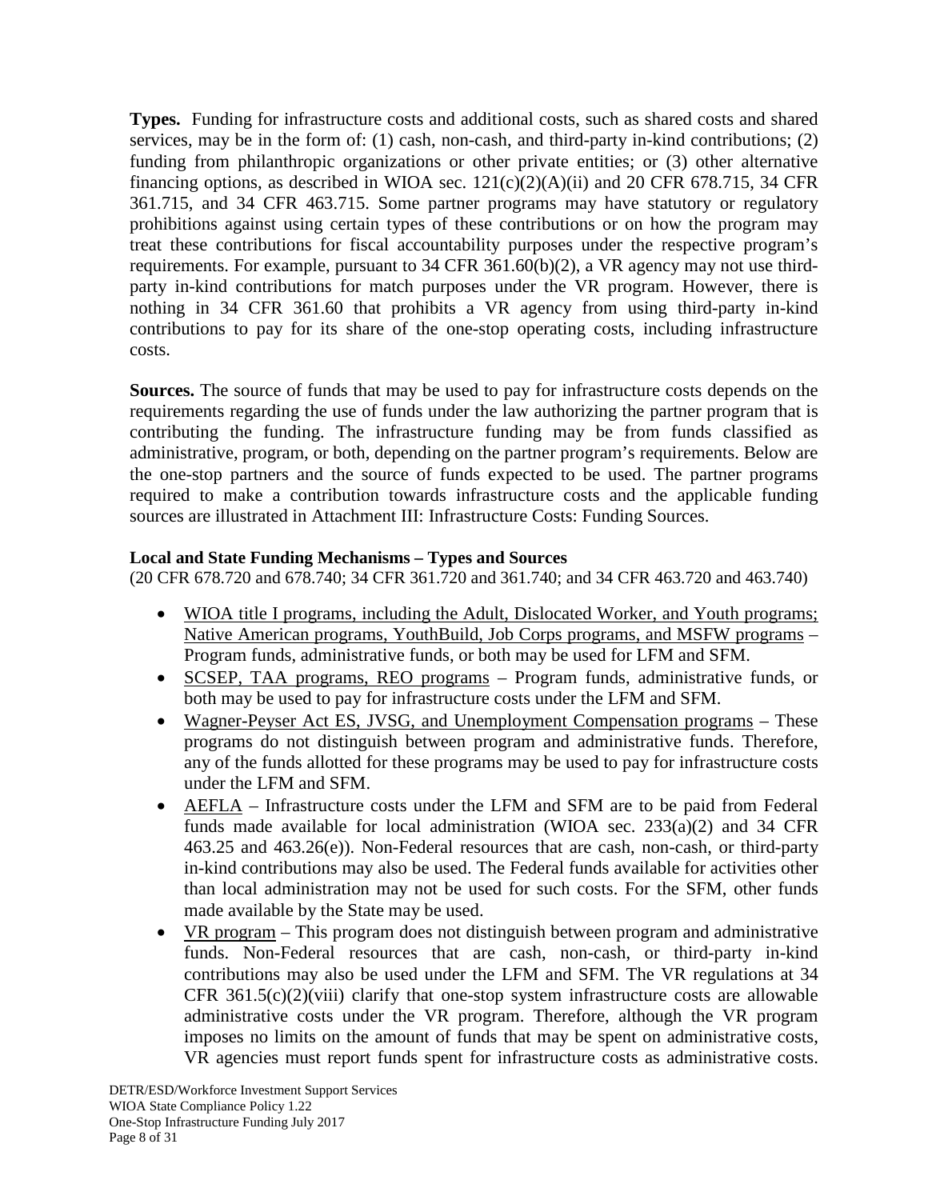**Types.** Funding for infrastructure costs and additional costs, such as shared costs and shared services, may be in the form of: (1) cash, non-cash, and third-party in-kind contributions; (2) funding from philanthropic organizations or other private entities; or (3) other alternative financing options, as described in WIOA sec. 121(c)(2)(A)(ii) and 20 CFR 678.715, 34 CFR 361.715, and 34 CFR 463.715. Some partner programs may have statutory or regulatory prohibitions against using certain types of these contributions or on how the program may treat these contributions for fiscal accountability purposes under the respective program's requirements. For example, pursuant to 34 CFR 361.60(b)(2), a VR agency may not use third-party in-kind contributions for match purposes under the VR program. However, there is nothing in 34 CFR 361.60 that prohibits a VR agency from using third-party in-kind contributions to pay for its share of the one-stop operating costs, including infrastructure costs.

**Sources.** The source of funds that may be used to pay for infrastructure costs depends on the requirements regarding the use of funds under the law authorizing the partner program that is contributing the funding. The infrastructure funding may be from funds classified as administrative, program, or both, depending on the partner program's requirements. Below are the one-stop partners and the source of funds expected to be used. The partner programs required to make a contribution towards infrastructure costs and the applicable funding sources are illustrated in Attachment III: Infrastructure Costs: Funding Sources.

**Local and State Funding Mechanisms – Types and Sources**

(20 CFR 678.720 and 678.740; 34 CFR 361.720 and 361.740; and 34 CFR 463.720 and 463.740)

- WIOA title I programs, including the Adult, Dislocated Worker, and Youth programs; Native American programs, YouthBuild, Job Corps programs, and MSFW programs – Program funds, administrative funds, or both may be used for LFM and SFM.
- SCSEP, TAA programs, REO programs – Program funds, administrative funds, or both may be used to pay for infrastructure costs under the LFM and SFM.
- Wagner-Peyser Act ES, JVSG, and Unemployment Compensation programs – These programs do not distinguish between program and administrative funds. Therefore, any of the funds allotted for these programs may be used to pay for infrastructure costs under the LFM and SFM.
- AEFLA – Infrastructure costs under the LFM and SFM are to be paid from Federal funds made available for local administration (WIOA sec. 233(a)(2) and 34 CFR 463.25 and 463.26(e)). Non-Federal resources that are cash, non-cash, or third-party in-kind contributions may also be used. The Federal funds available for activities other than local administration may not be used for such costs. For the SFM, other funds made available by the State may be used.
- VR program – This program does not distinguish between program and administrative funds. Non-Federal resources that are cash, non-cash, or third-party in-kind contributions may also be used under the LFM and SFM. The VR regulations at 34 CFR 361.5(c)(2)(viii) clarify that one-stop system infrastructure costs are allowable administrative costs under the VR program. Therefore, although the VR program imposes no limits on the amount of funds that may be spent on administrative costs, VR agencies must report funds spent for infrastructure costs as administrative costs.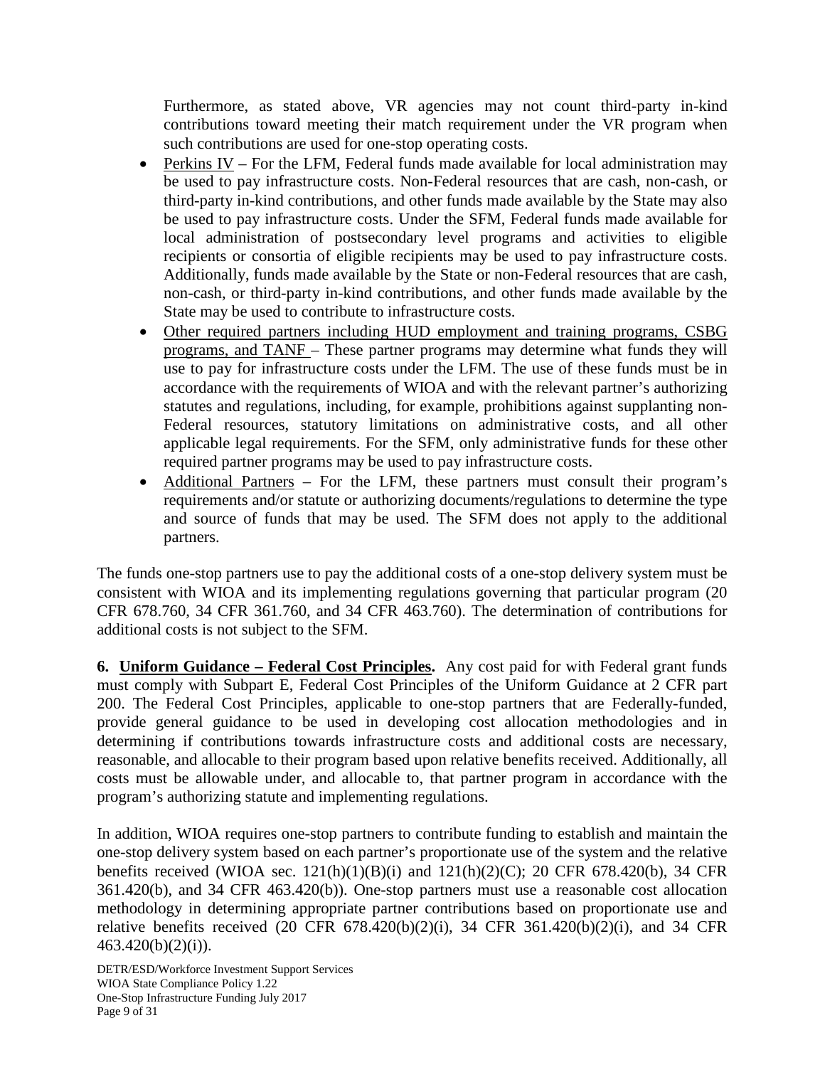Furthermore, as stated above, VR agencies may not count third-party in-kind contributions toward meeting their match requirement under the VR program when such contributions are used for one-stop operating costs.

- Perkins IV – For the LFM, Federal funds made available for local administration may be used to pay infrastructure costs. Non-Federal resources that are cash, non-cash, or third-party in-kind contributions, and other funds made available by the State may also be used to pay infrastructure costs. Under the SFM, Federal funds made available for local administration of postsecondary level programs and activities to eligible recipients or consortia of eligible recipients may be used to pay infrastructure costs. Additionally, funds made available by the State or non-Federal resources that are cash, non-cash, or third-party in-kind contributions, and other funds made available by the State may be used to contribute to infrastructure costs.
- Other required partners including HUD employment and training programs, CSBG programs, and TANF – These partner programs may determine what funds they will use to pay for infrastructure costs under the LFM. The use of these funds must be in accordance with the requirements of WIOA and with the relevant partner's authorizing statutes and regulations, including, for example, prohibitions against supplanting non-Federal resources, statutory limitations on administrative costs, and all other applicable legal requirements. For the SFM, only administrative funds for these other required partner programs may be used to pay infrastructure costs.
- Additional Partners – For the LFM, these partners must consult their program's requirements and/or statute or authorizing documents/regulations to determine the type and source of funds that may be used. The SFM does not apply to the additional partners.

The funds one-stop partners use to pay the additional costs of a one-stop delivery system must be consistent with WIOA and its implementing regulations governing that particular program (20 CFR 678.760, 34 CFR 361.760, and 34 CFR 463.760). The determination of contributions for additional costs is not subject to the SFM.

**6. Uniform Guidance – Federal Cost Principles.** Any cost paid for with Federal grant funds must comply with Subpart E, Federal Cost Principles of the Uniform Guidance at 2 CFR part 200. The Federal Cost Principles, applicable to one-stop partners that are Federally-funded, provide general guidance to be used in developing cost allocation methodologies and in determining if contributions towards infrastructure costs and additional costs are necessary, reasonable, and allocable to their program based upon relative benefits received. Additionally, all costs must be allowable under, and allocable to, that partner program in accordance with the program's authorizing statute and implementing regulations.

In addition, WIOA requires one-stop partners to contribute funding to establish and maintain the one-stop delivery system based on each partner's proportionate use of the system and the relative benefits received (WIOA sec. 121(h)(1)(B)(i) and 121(h)(2)(C); 20 CFR 678.420(b), 34 CFR 361.420(b), and 34 CFR 463.420(b)). One-stop partners must use a reasonable cost allocation methodology in determining appropriate partner contributions based on proportionate use and relative benefits received (20 CFR 678.420(b)(2)(i), 34 CFR 361.420(b)(2)(i), and 34 CFR 463.420(b)(2)(i)).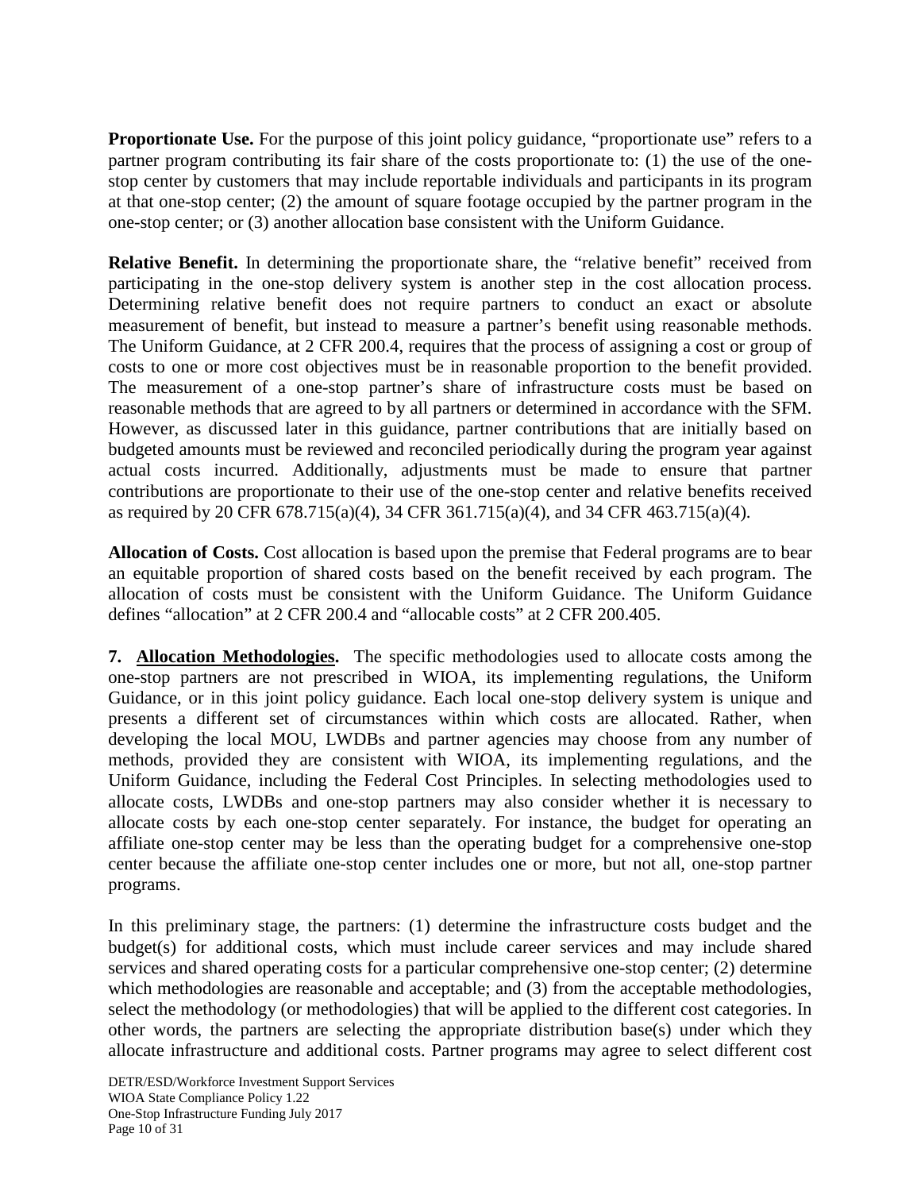**Proportionate Use.** For the purpose of this joint policy guidance, "proportionate use" refers to a partner program contributing its fair share of the costs proportionate to: (1) the use of the one-stop center by customers that may include reportable individuals and participants in its program at that one-stop center; (2) the amount of square footage occupied by the partner program in the one-stop center; or (3) another allocation base consistent with the Uniform Guidance.

**Relative Benefit.** In determining the proportionate share, the "relative benefit" received from participating in the one-stop delivery system is another step in the cost allocation process. Determining relative benefit does not require partners to conduct an exact or absolute measurement of benefit, but instead to measure a partner's benefit using reasonable methods. The Uniform Guidance, at 2 CFR 200.4, requires that the process of assigning a cost or group of costs to one or more cost objectives must be in reasonable proportion to the benefit provided. The measurement of a one-stop partner's share of infrastructure costs must be based on reasonable methods that are agreed to by all partners or determined in accordance with the SFM. However, as discussed later in this guidance, partner contributions that are initially based on budgeted amounts must be reviewed and reconciled periodically during the program year against actual costs incurred. Additionally, adjustments must be made to ensure that partner contributions are proportionate to their use of the one-stop center and relative benefits received as required by 20 CFR 678.715(a)(4), 34 CFR 361.715(a)(4), and 34 CFR 463.715(a)(4).

**Allocation of Costs.** Cost allocation is based upon the premise that Federal programs are to bear an equitable proportion of shared costs based on the benefit received by each program. The allocation of costs must be consistent with the Uniform Guidance. The Uniform Guidance defines "allocation" at 2 CFR 200.4 and "allocable costs" at 2 CFR 200.405.

**7. Allocation Methodologies.** The specific methodologies used to allocate costs among the one-stop partners are not prescribed in WIOA, its implementing regulations, the Uniform Guidance, or in this joint policy guidance. Each local one-stop delivery system is unique and presents a different set of circumstances within which costs are allocated. Rather, when developing the local MOU, LWDBs and partner agencies may choose from any number of methods, provided they are consistent with WIOA, its implementing regulations, and the Uniform Guidance, including the Federal Cost Principles. In selecting methodologies used to allocate costs, LWDBs and one-stop partners may also consider whether it is necessary to allocate costs by each one-stop center separately. For instance, the budget for operating an affiliate one-stop center may be less than the operating budget for a comprehensive one-stop center because the affiliate one-stop center includes one or more, but not all, one-stop partner programs.

In this preliminary stage, the partners: (1) determine the infrastructure costs budget and the budget(s) for additional costs, which must include career services and may include shared services and shared operating costs for a particular comprehensive one-stop center; (2) determine which methodologies are reasonable and acceptable; and (3) from the acceptable methodologies, select the methodology (or methodologies) that will be applied to the different cost categories. In other words, the partners are selecting the appropriate distribution base(s) under which they allocate infrastructure and additional costs. Partner programs may agree to select different cost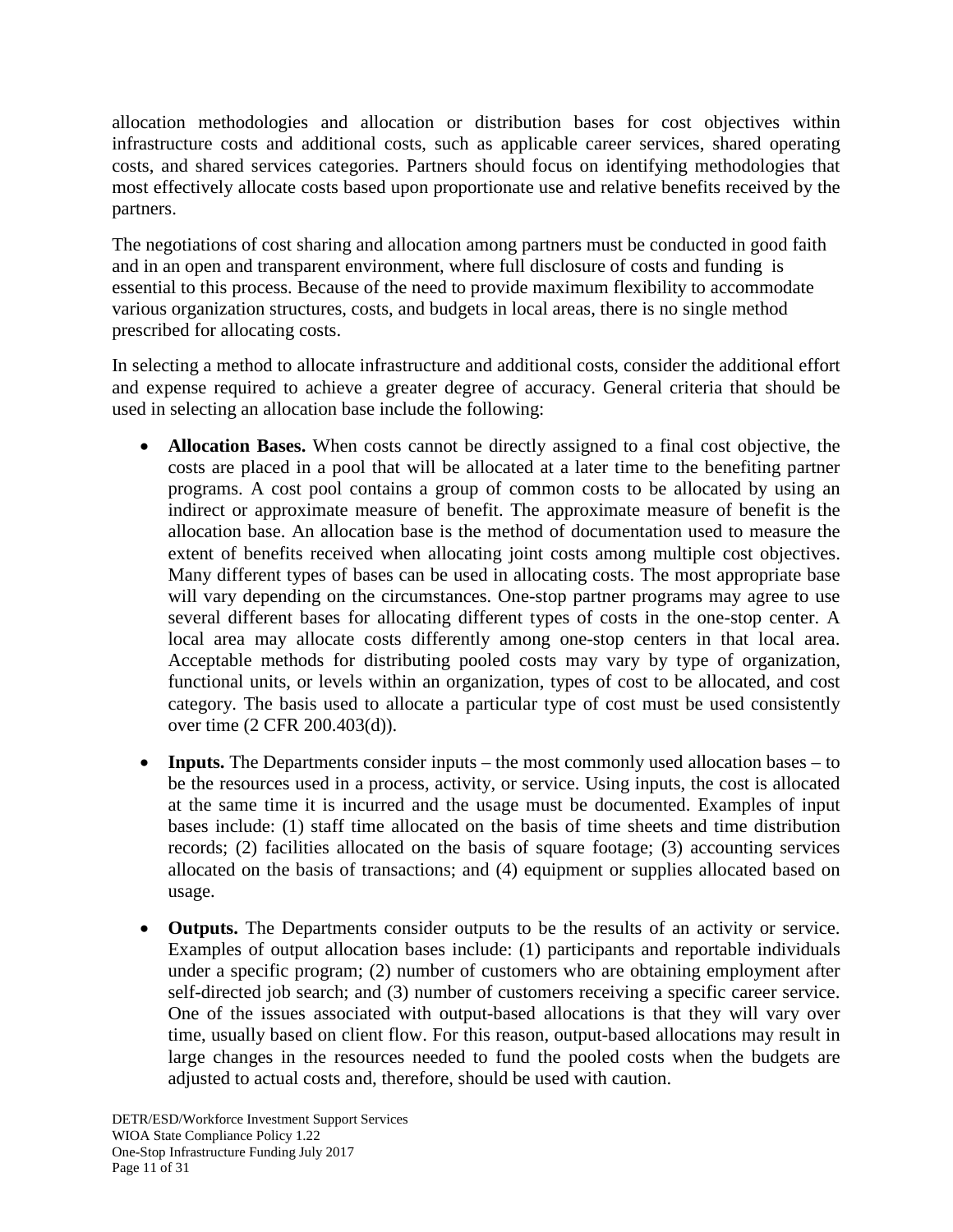allocation methodologies and allocation or distribution bases for cost objectives within infrastructure costs and additional costs, such as applicable career services, shared operating costs, and shared services categories. Partners should focus on identifying methodologies that most effectively allocate costs based upon proportionate use and relative benefits received by the partners.

The negotiations of cost sharing and allocation among partners must be conducted in good faith and in an open and transparent environment, where full disclosure of costs and funding is essential to this process. Because of the need to provide maximum flexibility to accommodate various organization structures, costs, and budgets in local areas, there is no single method prescribed for allocating costs.

In selecting a method to allocate infrastructure and additional costs, consider the additional effort and expense required to achieve a greater degree of accuracy. General criteria that should be used in selecting an allocation base include the following:

- **Allocation Bases.** When costs cannot be directly assigned to a final cost objective, the costs are placed in a pool that will be allocated at a later time to the benefiting partner programs. A cost pool contains a group of common costs to be allocated by using an indirect or approximate measure of benefit. The approximate measure of benefit is the allocation base. An allocation base is the method of documentation used to measure the extent of benefits received when allocating joint costs among multiple cost objectives. Many different types of bases can be used in allocating costs. The most appropriate base will vary depending on the circumstances. One-stop partner programs may agree to use several different bases for allocating different types of costs in the one-stop center. A local area may allocate costs differently among one-stop centers in that local area. Acceptable methods for distributing pooled costs may vary by type of organization, functional units, or levels within an organization, types of cost to be allocated, and cost category. The basis used to allocate a particular type of cost must be used consistently over time (2 CFR 200.403(d)).

- **Inputs.** The Departments consider inputs – the most commonly used allocation bases – to be the resources used in a process, activity, or service. Using inputs, the cost is allocated at the same time it is incurred and the usage must be documented. Examples of input bases include: (1) staff time allocated on the basis of time sheets and time distribution records; (2) facilities allocated on the basis of square footage; (3) accounting services allocated on the basis of transactions; and (4) equipment or supplies allocated based on usage.

- **Outputs.** The Departments consider outputs to be the results of an activity or service. Examples of output allocation bases include: (1) participants and reportable individuals under a specific program; (2) number of customers who are obtaining employment after self-directed job search; and (3) number of customers receiving a specific career service. One of the issues associated with output-based allocations is that they will vary over time, usually based on client flow. For this reason, output-based allocations may result in large changes in the resources needed to fund the pooled costs when the budgets are adjusted to actual costs and, therefore, should be used with caution.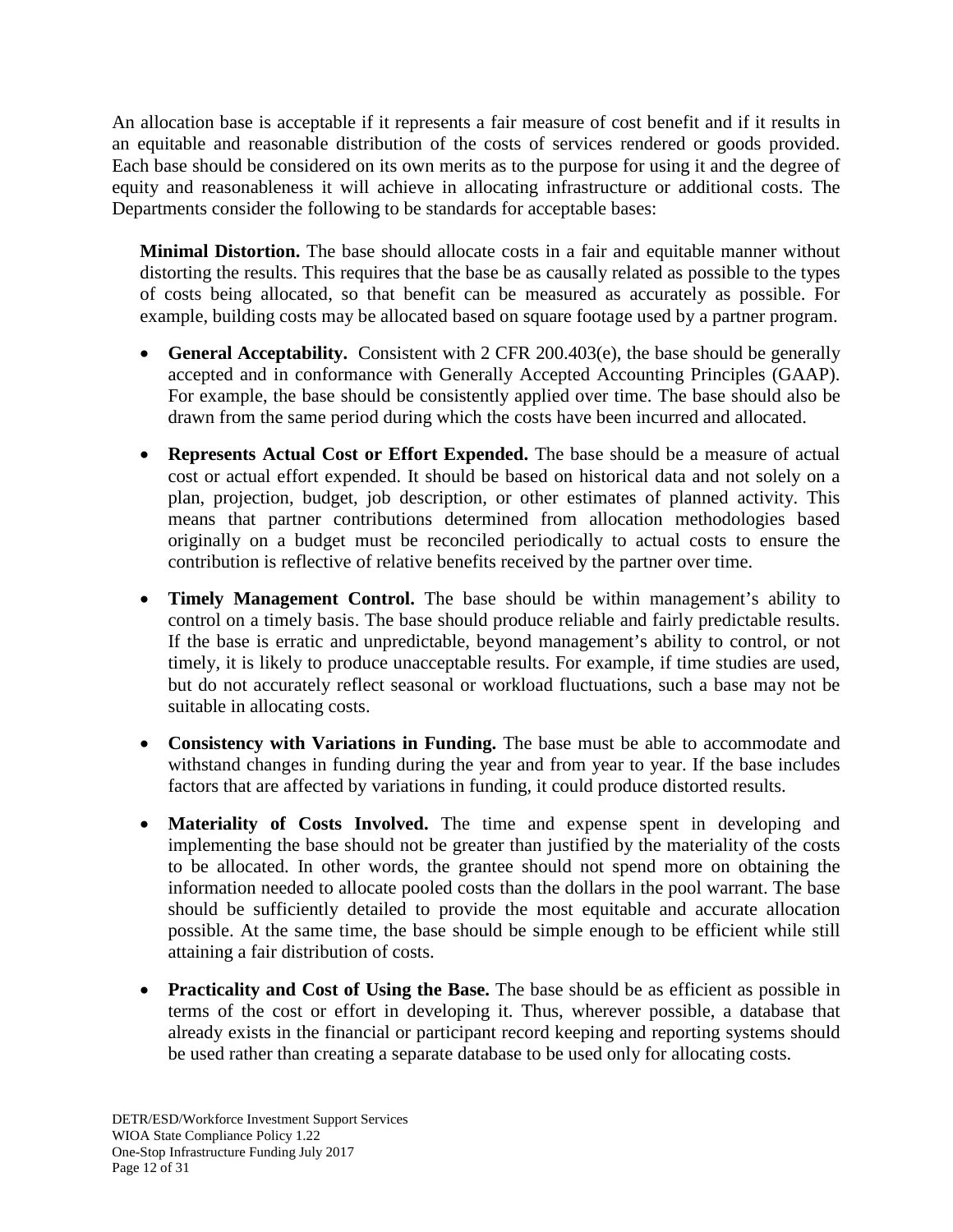An allocation base is acceptable if it represents a fair measure of cost benefit and if it results in an equitable and reasonable distribution of the costs of services rendered or goods provided. Each base should be considered on its own merits as to the purpose for using it and the degree of equity and reasonableness it will achieve in allocating infrastructure or additional costs. The Departments consider the following to be standards for acceptable bases:

**Minimal Distortion.** The base should allocate costs in a fair and equitable manner without distorting the results. This requires that the base be as causally related as possible to the types of costs being allocated, so that benefit can be measured as accurately as possible. For example, building costs may be allocated based on square footage used by a partner program.

- **General Acceptability.** Consistent with 2 CFR 200.403(e), the base should be generally accepted and in conformance with Generally Accepted Accounting Principles (GAAP). For example, the base should be consistently applied over time. The base should also be drawn from the same period during which the costs have been incurred and allocated.

- **Represents Actual Cost or Effort Expended.** The base should be a measure of actual cost or actual effort expended. It should be based on historical data and not solely on a plan, projection, budget, job description, or other estimates of planned activity. This means that partner contributions determined from allocation methodologies based originally on a budget must be reconciled periodically to actual costs to ensure the contribution is reflective of relative benefits received by the partner over time.

- **Timely Management Control.** The base should be within management's ability to control on a timely basis. The base should produce reliable and fairly predictable results. If the base is erratic and unpredictable, beyond management's ability to control, or not timely, it is likely to produce unacceptable results. For example, if time studies are used, but do not accurately reflect seasonal or workload fluctuations, such a base may not be suitable in allocating costs.

- **Consistency with Variations in Funding.** The base must be able to accommodate and withstand changes in funding during the year and from year to year. If the base includes factors that are affected by variations in funding, it could produce distorted results.

- **Materiality of Costs Involved.** The time and expense spent in developing and implementing the base should not be greater than justified by the materiality of the costs to be allocated. In other words, the grantee should not spend more on obtaining the information needed to allocate pooled costs than the dollars in the pool warrant. The base should be sufficiently detailed to provide the most equitable and accurate allocation possible. At the same time, the base should be simple enough to be efficient while still attaining a fair distribution of costs.

- **Practicality and Cost of Using the Base.** The base should be as efficient as possible in terms of the cost or effort in developing it. Thus, wherever possible, a database that already exists in the financial or participant record keeping and reporting systems should be used rather than creating a separate database to be used only for allocating costs.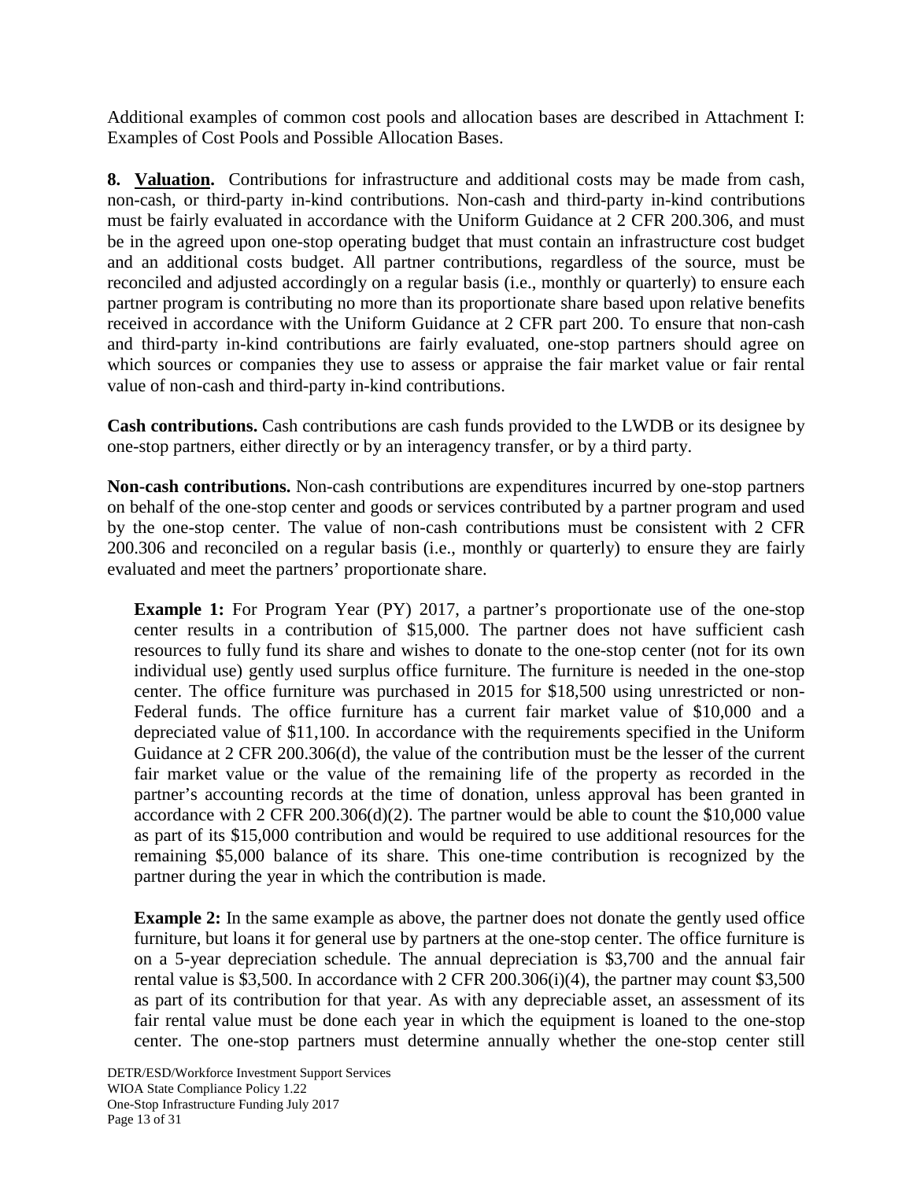Additional examples of common cost pools and allocation bases are described in Attachment I: Examples of Cost Pools and Possible Allocation Bases.

**8. Valuation.** Contributions for infrastructure and additional costs may be made from cash, non-cash, or third-party in-kind contributions. Non-cash and third-party in-kind contributions must be fairly evaluated in accordance with the Uniform Guidance at 2 CFR 200.306, and must be in the agreed upon one-stop operating budget that must contain an infrastructure cost budget and an additional costs budget. All partner contributions, regardless of the source, must be reconciled and adjusted accordingly on a regular basis (i.e., monthly or quarterly) to ensure each partner program is contributing no more than its proportionate share based upon relative benefits received in accordance with the Uniform Guidance at 2 CFR part 200. To ensure that non-cash and third-party in-kind contributions are fairly evaluated, one-stop partners should agree on which sources or companies they use to assess or appraise the fair market value or fair rental value of non-cash and third-party in-kind contributions.

**Cash contributions.** Cash contributions are cash funds provided to the LWDB or its designee by one-stop partners, either directly or by an interagency transfer, or by a third party.

**Non-cash contributions.** Non-cash contributions are expenditures incurred by one-stop partners on behalf of the one-stop center and goods or services contributed by a partner program and used by the one-stop center. The value of non-cash contributions must be consistent with 2 CFR 200.306 and reconciled on a regular basis (i.e., monthly or quarterly) to ensure they are fairly evaluated and meet the partners' proportionate share.

> **Example 1:** For Program Year (PY) 2017, a partner's proportionate use of the one-stop center results in a contribution of $15,000. The partner does not have sufficient cash resources to fully fund its share and wishes to donate to the one-stop center (not for its own individual use) gently used surplus office furniture. The furniture is needed in the one-stop center. The office furniture was purchased in 2015 for $18,500 using unrestricted or non-Federal funds. The office furniture has a current fair market value of $10,000 and a depreciated value of $11,100. In accordance with the requirements specified in the Uniform Guidance at 2 CFR 200.306(d), the value of the contribution must be the lesser of the current fair market value or the value of the remaining life of the property as recorded in the partner's accounting records at the time of donation, unless approval has been granted in accordance with 2 CFR 200.306(d)(2). The partner would be able to count the $10,000 value as part of its $15,000 contribution and would be required to use additional resources for the remaining $5,000 balance of its share. This one-time contribution is recognized by the partner during the year in which the contribution is made.
>
> **Example 2:** In the same example as above, the partner does not donate the gently used office furniture, but loans it for general use by partners at the one-stop center. The office furniture is on a 5-year depreciation schedule. The annual depreciation is $3,700 and the annual fair rental value is $3,500. In accordance with 2 CFR 200.306(i)(4), the partner may count $3,500 as part of its contribution for that year. As with any depreciable asset, an assessment of its fair rental value must be done each year in which the equipment is loaned to the one-stop center. The one-stop partners must determine annually whether the one-stop center still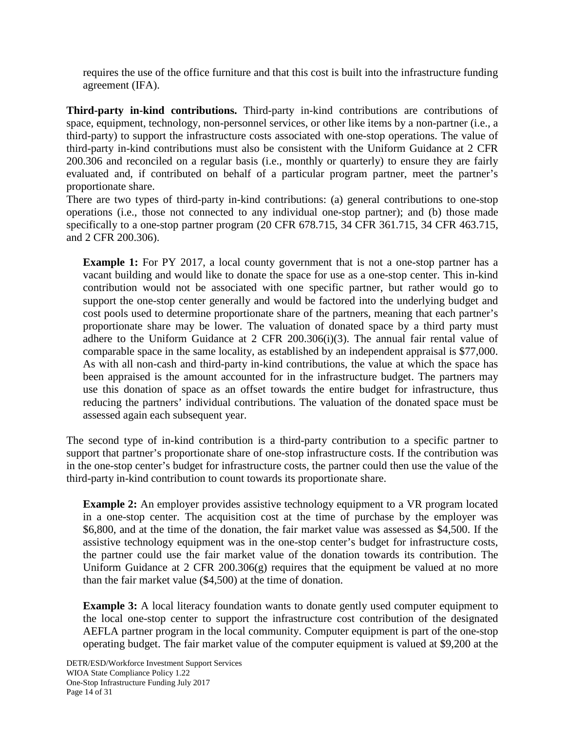requires the use of the office furniture and that this cost is built into the infrastructure funding agreement (IFA).

**Third-party in-kind contributions.** Third-party in-kind contributions are contributions of space, equipment, technology, non-personnel services, or other like items by a non-partner (i.e., a third-party) to support the infrastructure costs associated with one-stop operations. The value of third-party in-kind contributions must also be consistent with the Uniform Guidance at 2 CFR 200.306 and reconciled on a regular basis (i.e., monthly or quarterly) to ensure they are fairly evaluated and, if contributed on behalf of a particular program partner, meet the partner's proportionate share.

There are two types of third-party in-kind contributions: (a) general contributions to one-stop operations (i.e., those not connected to any individual one-stop partner); and (b) those made specifically to a one-stop partner program (20 CFR 678.715, 34 CFR 361.715, 34 CFR 463.715, and 2 CFR 200.306).

> **Example 1:** For PY 2017, a local county government that is not a one-stop partner has a vacant building and would like to donate the space for use as a one-stop center. This in-kind contribution would not be associated with one specific partner, but rather would go to support the one-stop center generally and would be factored into the underlying budget and cost pools used to determine proportionate share of the partners, meaning that each partner's proportionate share may be lower. The valuation of donated space by a third party must adhere to the Uniform Guidance at 2 CFR 200.306(i)(3). The annual fair rental value of comparable space in the same locality, as established by an independent appraisal is $77,000. As with all non-cash and third-party in-kind contributions, the value at which the space has been appraised is the amount accounted for in the infrastructure budget. The partners may use this donation of space as an offset towards the entire budget for infrastructure, thus reducing the partners' individual contributions. The valuation of the donated space must be assessed again each subsequent year.

The second type of in-kind contribution is a third-party contribution to a specific partner to support that partner's proportionate share of one-stop infrastructure costs. If the contribution was in the one-stop center's budget for infrastructure costs, the partner could then use the value of the third-party in-kind contribution to count towards its proportionate share.

> **Example 2:** An employer provides assistive technology equipment to a VR program located in a one-stop center. The acquisition cost at the time of purchase by the employer was $6,800, and at the time of the donation, the fair market value was assessed as $4,500. If the assistive technology equipment was in the one-stop center's budget for infrastructure costs, the partner could use the fair market value of the donation towards its contribution. The Uniform Guidance at 2 CFR 200.306(g) requires that the equipment be valued at no more than the fair market value ($4,500) at the time of donation.

> **Example 3:** A local literacy foundation wants to donate gently used computer equipment to the local one-stop center to support the infrastructure cost contribution of the designated AEFLA partner program in the local community. Computer equipment is part of the one-stop operating budget. The fair market value of the computer equipment is valued at $9,200 at the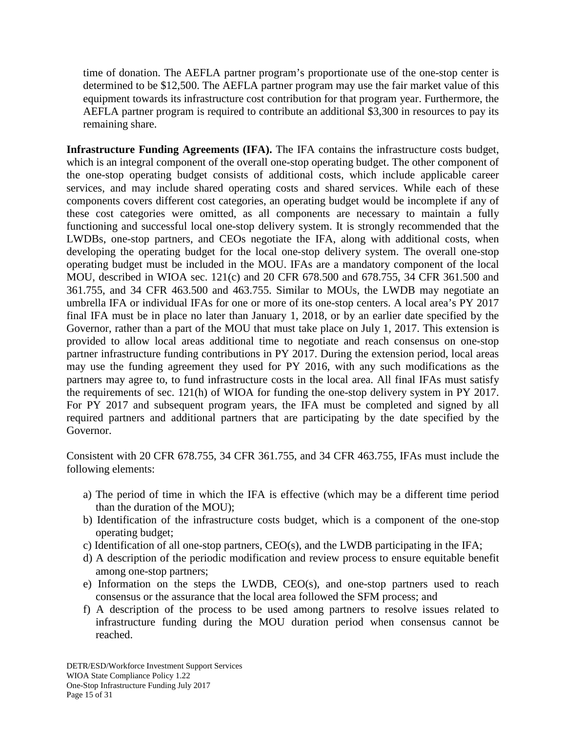time of donation. The AEFLA partner program's proportionate use of the one-stop center is determined to be $12,500. The AEFLA partner program may use the fair market value of this equipment towards its infrastructure cost contribution for that program year. Furthermore, the AEFLA partner program is required to contribute an additional $3,300 in resources to pay its remaining share.

**Infrastructure Funding Agreements (IFA).** The IFA contains the infrastructure costs budget, which is an integral component of the overall one-stop operating budget. The other component of the one-stop operating budget consists of additional costs, which include applicable career services, and may include shared operating costs and shared services. While each of these components covers different cost categories, an operating budget would be incomplete if any of these cost categories were omitted, as all components are necessary to maintain a fully functioning and successful local one-stop delivery system. It is strongly recommended that the LWDBs, one-stop partners, and CEOs negotiate the IFA, along with additional costs, when developing the operating budget for the local one-stop delivery system. The overall one-stop operating budget must be included in the MOU. IFAs are a mandatory component of the local MOU, described in WIOA sec. 121(c) and 20 CFR 678.500 and 678.755, 34 CFR 361.500 and 361.755, and 34 CFR 463.500 and 463.755. Similar to MOUs, the LWDB may negotiate an umbrella IFA or individual IFAs for one or more of its one-stop centers. A local area's PY 2017 final IFA must be in place no later than January 1, 2018, or by an earlier date specified by the Governor, rather than a part of the MOU that must take place on July 1, 2017. This extension is provided to allow local areas additional time to negotiate and reach consensus on one-stop partner infrastructure funding contributions in PY 2017. During the extension period, local areas may use the funding agreement they used for PY 2016, with any such modifications as the partners may agree to, to fund infrastructure costs in the local area. All final IFAs must satisfy the requirements of sec. 121(h) of WIOA for funding the one-stop delivery system in PY 2017. For PY 2017 and subsequent program years, the IFA must be completed and signed by all required partners and additional partners that are participating by the date specified by the Governor.

Consistent with 20 CFR 678.755, 34 CFR 361.755, and 34 CFR 463.755, IFAs must include the following elements:

a) The period of time in which the IFA is effective (which may be a different time period than the duration of the MOU);
b) Identification of the infrastructure costs budget, which is a component of the one-stop operating budget;
c) Identification of all one-stop partners, CEO(s), and the LWDB participating in the IFA;
d) A description of the periodic modification and review process to ensure equitable benefit among one-stop partners;
e) Information on the steps the LWDB, CEO(s), and one-stop partners used to reach consensus or the assurance that the local area followed the SFM process; and
f) A description of the process to be used among partners to resolve issues related to infrastructure funding during the MOU duration period when consensus cannot be reached.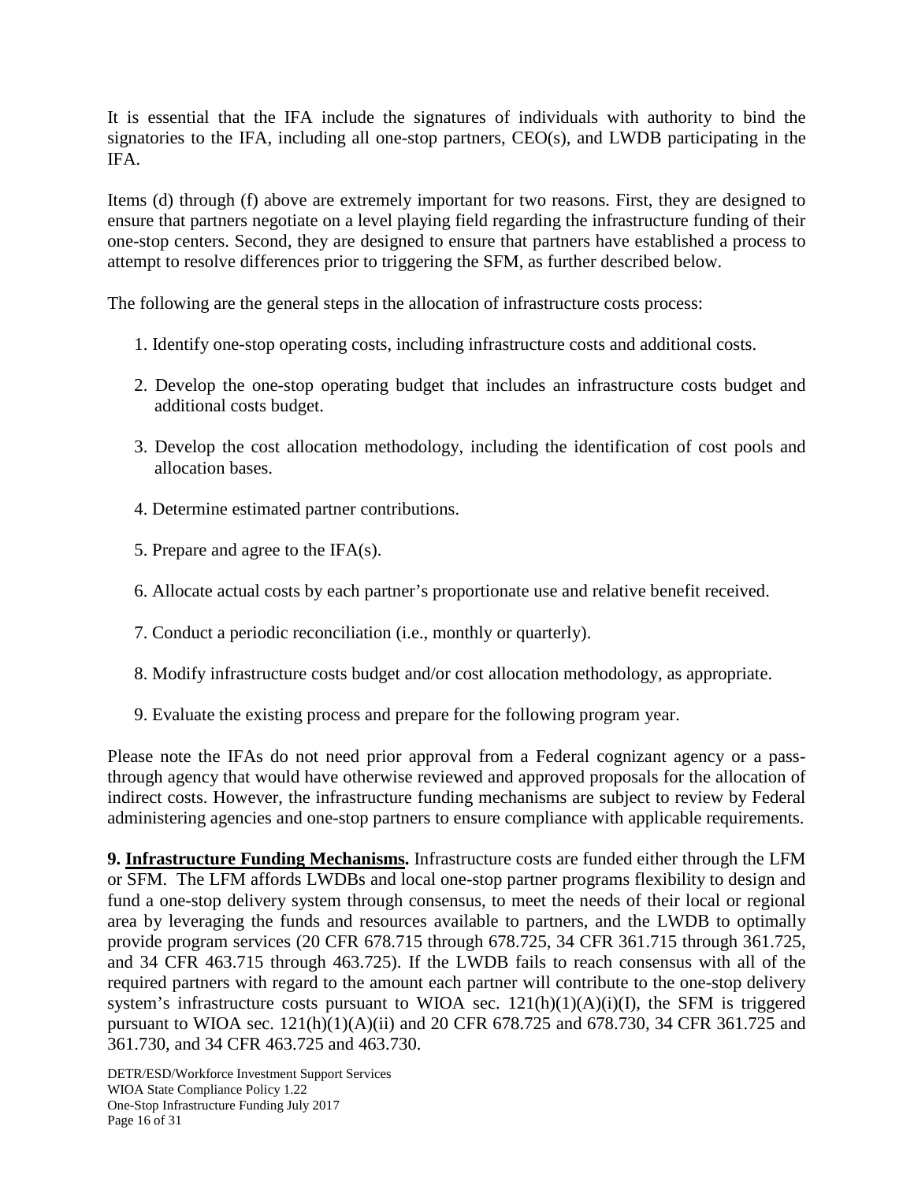It is essential that the IFA include the signatures of individuals with authority to bind the signatories to the IFA, including all one-stop partners, CEO(s), and LWDB participating in the IFA.

Items (d) through (f) above are extremely important for two reasons. First, they are designed to ensure that partners negotiate on a level playing field regarding the infrastructure funding of their one-stop centers. Second, they are designed to ensure that partners have established a process to attempt to resolve differences prior to triggering the SFM, as further described below.

The following are the general steps in the allocation of infrastructure costs process:

1. Identify one-stop operating costs, including infrastructure costs and additional costs.
2. Develop the one-stop operating budget that includes an infrastructure costs budget and additional costs budget.
3. Develop the cost allocation methodology, including the identification of cost pools and allocation bases.
4. Determine estimated partner contributions.
5. Prepare and agree to the IFA(s).
6. Allocate actual costs by each partner's proportionate use and relative benefit received.
7. Conduct a periodic reconciliation (i.e., monthly or quarterly).
8. Modify infrastructure costs budget and/or cost allocation methodology, as appropriate.
9. Evaluate the existing process and prepare for the following program year.

Please note the IFAs do not need prior approval from a Federal cognizant agency or a pass-through agency that would have otherwise reviewed and approved proposals for the allocation of indirect costs. However, the infrastructure funding mechanisms are subject to review by Federal administering agencies and one-stop partners to ensure compliance with applicable requirements.

**9. Infrastructure Funding Mechanisms.** Infrastructure costs are funded either through the LFM or SFM. The LFM affords LWDBs and local one-stop partner programs flexibility to design and fund a one-stop delivery system through consensus, to meet the needs of their local or regional area by leveraging the funds and resources available to partners, and the LWDB to optimally provide program services (20 CFR 678.715 through 678.725, 34 CFR 361.715 through 361.725, and 34 CFR 463.715 through 463.725). If the LWDB fails to reach consensus with all of the required partners with regard to the amount each partner will contribute to the one-stop delivery system's infrastructure costs pursuant to WIOA sec. 121(h)(1)(A)(i)(I), the SFM is triggered pursuant to WIOA sec. 121(h)(1)(A)(ii) and 20 CFR 678.725 and 678.730, 34 CFR 361.725 and 361.730, and 34 CFR 463.725 and 463.730.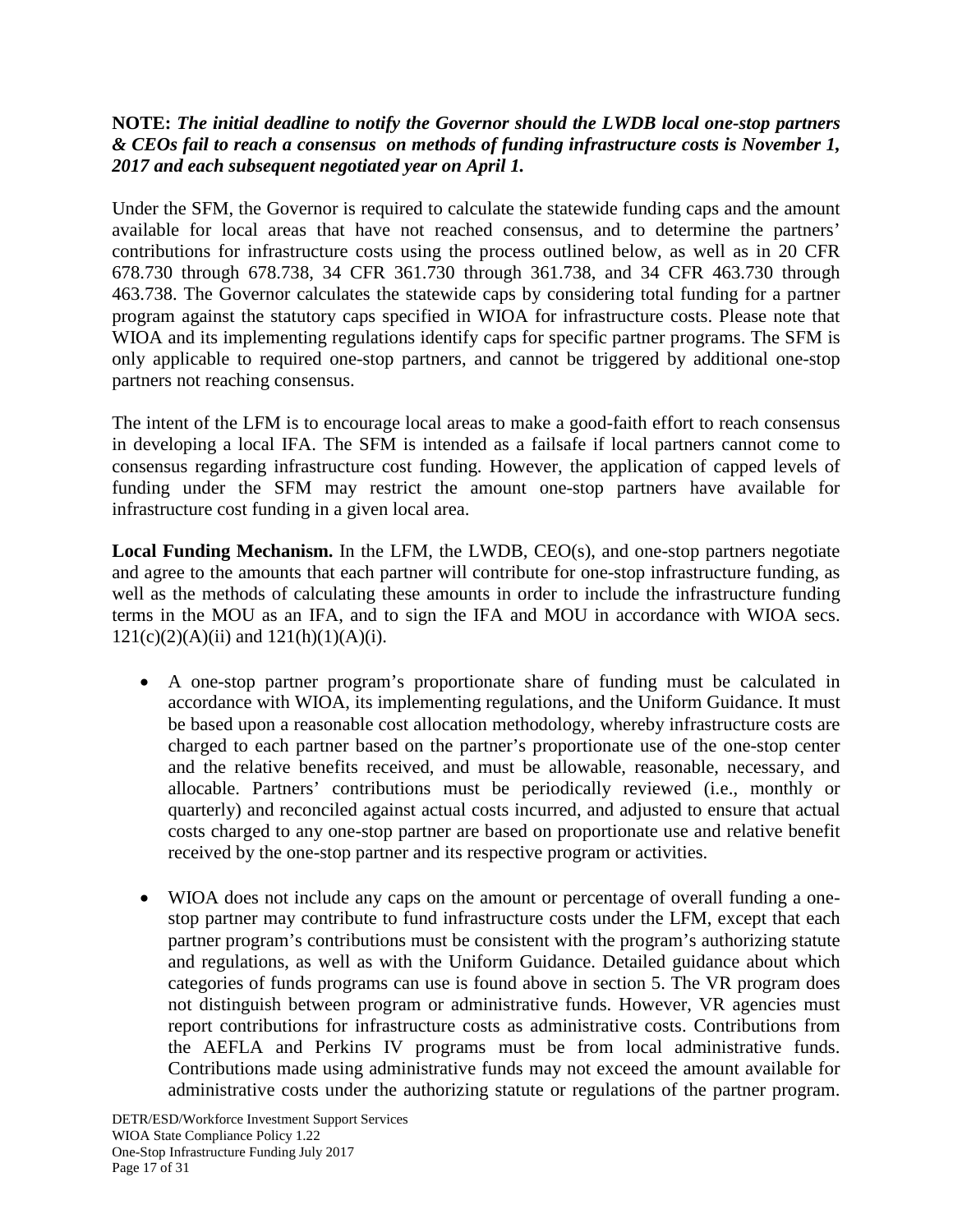**NOTE:** ***The initial deadline to notify the Governor should the LWDB local one-stop partners & CEOs fail to reach a consensus on methods of funding infrastructure costs is November 1, 2017 and each subsequent negotiated year on April 1.***

Under the SFM, the Governor is required to calculate the statewide funding caps and the amount available for local areas that have not reached consensus, and to determine the partners' contributions for infrastructure costs using the process outlined below, as well as in 20 CFR 678.730 through 678.738, 34 CFR 361.730 through 361.738, and 34 CFR 463.730 through 463.738. The Governor calculates the statewide caps by considering total funding for a partner program against the statutory caps specified in WIOA for infrastructure costs. Please note that WIOA and its implementing regulations identify caps for specific partner programs. The SFM is only applicable to required one-stop partners, and cannot be triggered by additional one-stop partners not reaching consensus.

The intent of the LFM is to encourage local areas to make a good-faith effort to reach consensus in developing a local IFA. The SFM is intended as a failsafe if local partners cannot come to consensus regarding infrastructure cost funding. However, the application of capped levels of funding under the SFM may restrict the amount one-stop partners have available for infrastructure cost funding in a given local area.

**Local Funding Mechanism.** In the LFM, the LWDB, CEO(s), and one-stop partners negotiate and agree to the amounts that each partner will contribute for one-stop infrastructure funding, as well as the methods of calculating these amounts in order to include the infrastructure funding terms in the MOU as an IFA, and to sign the IFA and MOU in accordance with WIOA secs. 121(c)(2)(A)(ii) and 121(h)(1)(A)(i).

- A one-stop partner program's proportionate share of funding must be calculated in accordance with WIOA, its implementing regulations, and the Uniform Guidance. It must be based upon a reasonable cost allocation methodology, whereby infrastructure costs are charged to each partner based on the partner's proportionate use of the one-stop center and the relative benefits received, and must be allowable, reasonable, necessary, and allocable. Partners' contributions must be periodically reviewed (i.e., monthly or quarterly) and reconciled against actual costs incurred, and adjusted to ensure that actual costs charged to any one-stop partner are based on proportionate use and relative benefit received by the one-stop partner and its respective program or activities.
- WIOA does not include any caps on the amount or percentage of overall funding a one-stop partner may contribute to fund infrastructure costs under the LFM, except that each partner program's contributions must be consistent with the program's authorizing statute and regulations, as well as with the Uniform Guidance. Detailed guidance about which categories of funds programs can use is found above in section 5. The VR program does not distinguish between program or administrative funds. However, VR agencies must report contributions for infrastructure costs as administrative costs. Contributions from the AEFLA and Perkins IV programs must be from local administrative funds. Contributions made using administrative funds may not exceed the amount available for administrative costs under the authorizing statute or regulations of the partner program.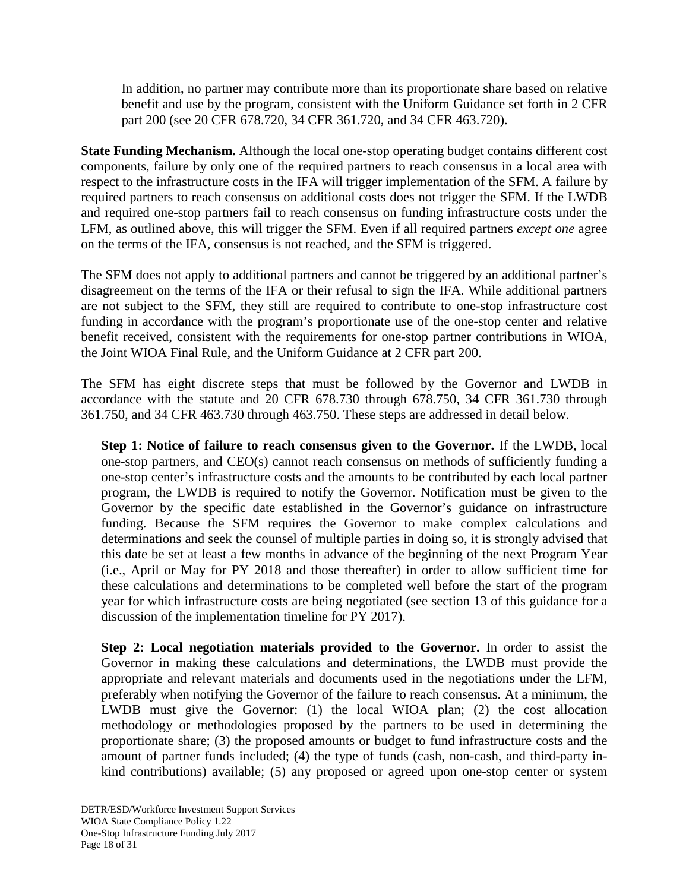In addition, no partner may contribute more than its proportionate share based on relative benefit and use by the program, consistent with the Uniform Guidance set forth in 2 CFR part 200 (see 20 CFR 678.720, 34 CFR 361.720, and 34 CFR 463.720).

**State Funding Mechanism.** Although the local one-stop operating budget contains different cost components, failure by only one of the required partners to reach consensus in a local area with respect to the infrastructure costs in the IFA will trigger implementation of the SFM. A failure by required partners to reach consensus on additional costs does not trigger the SFM. If the LWDB and required one-stop partners fail to reach consensus on funding infrastructure costs under the LFM, as outlined above, this will trigger the SFM. Even if all required partners *except one* agree on the terms of the IFA, consensus is not reached, and the SFM is triggered.

The SFM does not apply to additional partners and cannot be triggered by an additional partner's disagreement on the terms of the IFA or their refusal to sign the IFA. While additional partners are not subject to the SFM, they still are required to contribute to one-stop infrastructure cost funding in accordance with the program's proportionate use of the one-stop center and relative benefit received, consistent with the requirements for one-stop partner contributions in WIOA, the Joint WIOA Final Rule, and the Uniform Guidance at 2 CFR part 200.

The SFM has eight discrete steps that must be followed by the Governor and LWDB in accordance with the statute and 20 CFR 678.730 through 678.750, 34 CFR 361.730 through 361.750, and 34 CFR 463.730 through 463.750. These steps are addressed in detail below.

**Step 1: Notice of failure to reach consensus given to the Governor.** If the LWDB, local one-stop partners, and CEO(s) cannot reach consensus on methods of sufficiently funding a one-stop center's infrastructure costs and the amounts to be contributed by each local partner program, the LWDB is required to notify the Governor. Notification must be given to the Governor by the specific date established in the Governor's guidance on infrastructure funding. Because the SFM requires the Governor to make complex calculations and determinations and seek the counsel of multiple parties in doing so, it is strongly advised that this date be set at least a few months in advance of the beginning of the next Program Year (i.e., April or May for PY 2018 and those thereafter) in order to allow sufficient time for these calculations and determinations to be completed well before the start of the program year for which infrastructure costs are being negotiated (see section 13 of this guidance for a discussion of the implementation timeline for PY 2017).

**Step 2: Local negotiation materials provided to the Governor.** In order to assist the Governor in making these calculations and determinations, the LWDB must provide the appropriate and relevant materials and documents used in the negotiations under the LFM, preferably when notifying the Governor of the failure to reach consensus. At a minimum, the LWDB must give the Governor: (1) the local WIOA plan; (2) the cost allocation methodology or methodologies proposed by the partners to be used in determining the proportionate share; (3) the proposed amounts or budget to fund infrastructure costs and the amount of partner funds included; (4) the type of funds (cash, non-cash, and third-party in-kind contributions) available; (5) any proposed or agreed upon one-stop center or system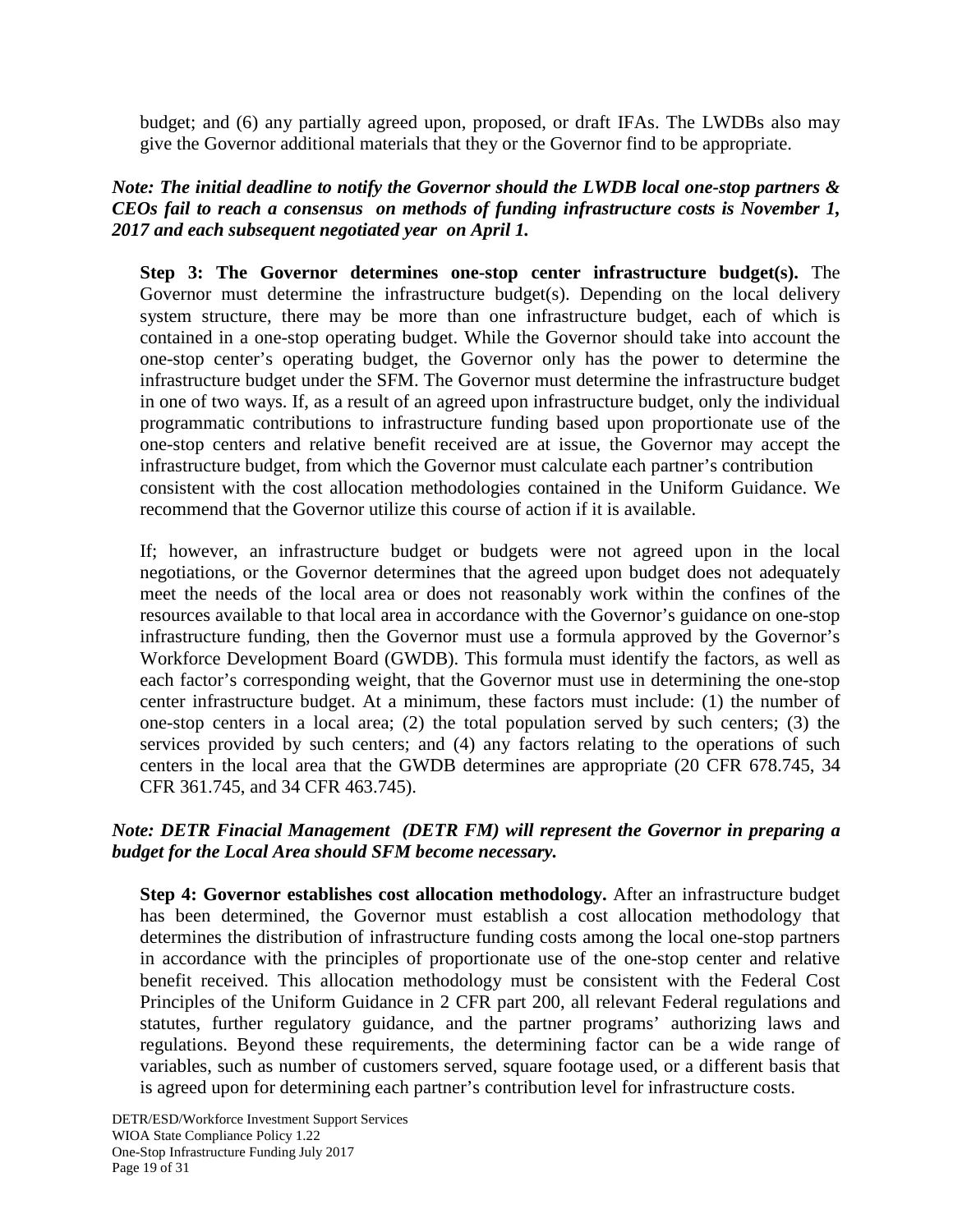budget; and (6) any partially agreed upon, proposed, or draft IFAs. The LWDBs also may give the Governor additional materials that they or the Governor find to be appropriate.

***Note: The initial deadline to notify the Governor should the LWDB local one-stop partners & CEOs fail to reach a consensus on methods of funding infrastructure costs is November 1, 2017 and each subsequent negotiated year on April 1.***

**Step 3: The Governor determines one-stop center infrastructure budget(s).** The Governor must determine the infrastructure budget(s). Depending on the local delivery system structure, there may be more than one infrastructure budget, each of which is contained in a one-stop operating budget. While the Governor should take into account the one-stop center's operating budget, the Governor only has the power to determine the infrastructure budget under the SFM. The Governor must determine the infrastructure budget in one of two ways. If, as a result of an agreed upon infrastructure budget, only the individual programmatic contributions to infrastructure funding based upon proportionate use of the one-stop centers and relative benefit received are at issue, the Governor may accept the infrastructure budget, from which the Governor must calculate each partner's contribution consistent with the cost allocation methodologies contained in the Uniform Guidance. We recommend that the Governor utilize this course of action if it is available.

If; however, an infrastructure budget or budgets were not agreed upon in the local negotiations, or the Governor determines that the agreed upon budget does not adequately meet the needs of the local area or does not reasonably work within the confines of the resources available to that local area in accordance with the Governor's guidance on one-stop infrastructure funding, then the Governor must use a formula approved by the Governor's Workforce Development Board (GWDB). This formula must identify the factors, as well as each factor's corresponding weight, that the Governor must use in determining the one-stop center infrastructure budget. At a minimum, these factors must include: (1) the number of one-stop centers in a local area; (2) the total population served by such centers; (3) the services provided by such centers; and (4) any factors relating to the operations of such centers in the local area that the GWDB determines are appropriate (20 CFR 678.745, 34 CFR 361.745, and 34 CFR 463.745).

***Note: DETR Finacial Management (DETR FM) will represent the Governor in preparing a budget for the Local Area should SFM become necessary.***

**Step 4: Governor establishes cost allocation methodology.** After an infrastructure budget has been determined, the Governor must establish a cost allocation methodology that determines the distribution of infrastructure funding costs among the local one-stop partners in accordance with the principles of proportionate use of the one-stop center and relative benefit received. This allocation methodology must be consistent with the Federal Cost Principles of the Uniform Guidance in 2 CFR part 200, all relevant Federal regulations and statutes, further regulatory guidance, and the partner programs' authorizing laws and regulations. Beyond these requirements, the determining factor can be a wide range of variables, such as number of customers served, square footage used, or a different basis that is agreed upon for determining each partner's contribution level for infrastructure costs.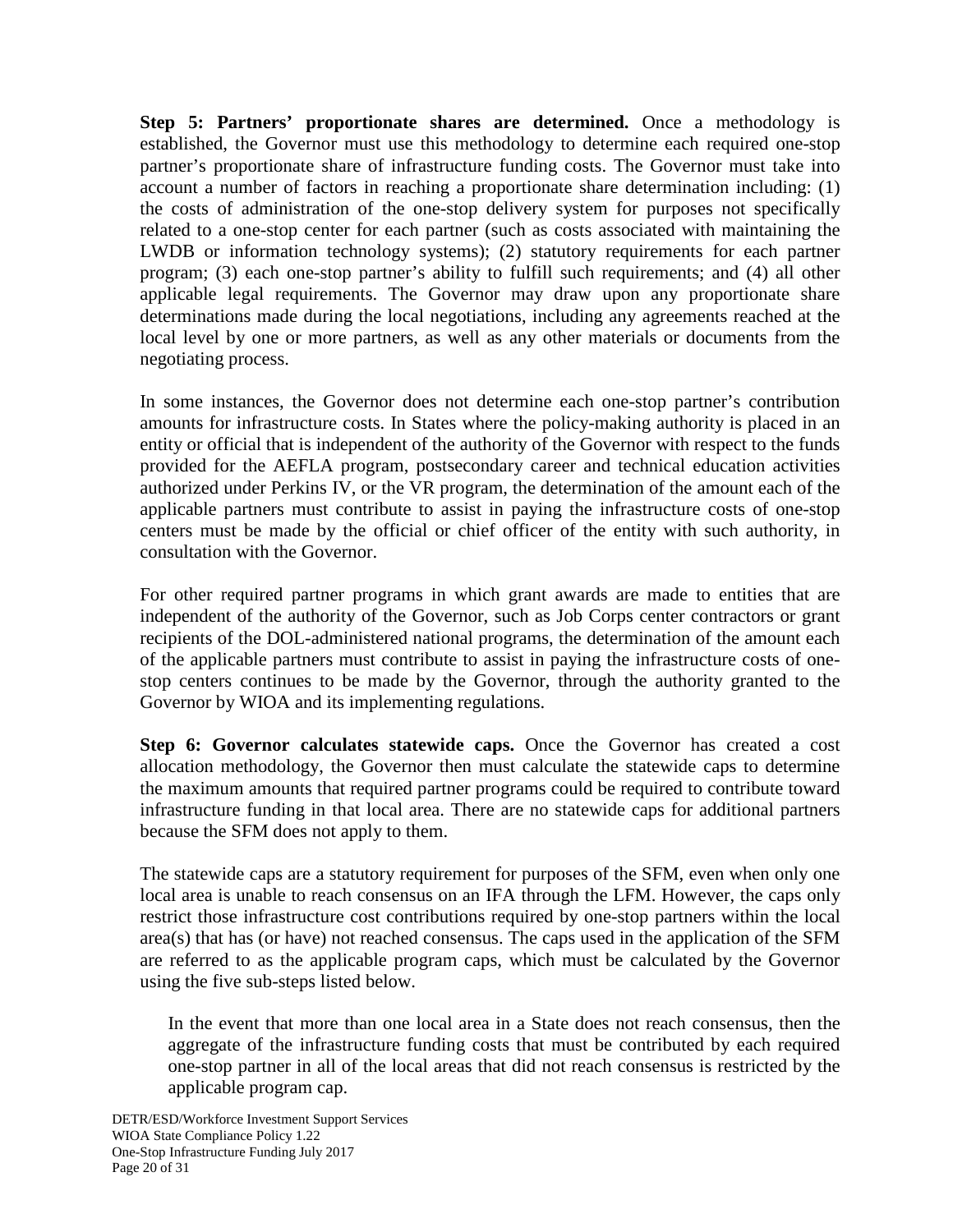**Step 5: Partners' proportionate shares are determined.** Once a methodology is established, the Governor must use this methodology to determine each required one-stop partner's proportionate share of infrastructure funding costs. The Governor must take into account a number of factors in reaching a proportionate share determination including: (1) the costs of administration of the one-stop delivery system for purposes not specifically related to a one-stop center for each partner (such as costs associated with maintaining the LWDB or information technology systems); (2) statutory requirements for each partner program; (3) each one-stop partner's ability to fulfill such requirements; and (4) all other applicable legal requirements. The Governor may draw upon any proportionate share determinations made during the local negotiations, including any agreements reached at the local level by one or more partners, as well as any other materials or documents from the negotiating process.

In some instances, the Governor does not determine each one-stop partner's contribution amounts for infrastructure costs. In States where the policy-making authority is placed in an entity or official that is independent of the authority of the Governor with respect to the funds provided for the AEFLA program, postsecondary career and technical education activities authorized under Perkins IV, or the VR program, the determination of the amount each of the applicable partners must contribute to assist in paying the infrastructure costs of one-stop centers must be made by the official or chief officer of the entity with such authority, in consultation with the Governor.

For other required partner programs in which grant awards are made to entities that are independent of the authority of the Governor, such as Job Corps center contractors or grant recipients of the DOL-administered national programs, the determination of the amount each of the applicable partners must contribute to assist in paying the infrastructure costs of one-stop centers continues to be made by the Governor, through the authority granted to the Governor by WIOA and its implementing regulations.

**Step 6: Governor calculates statewide caps.** Once the Governor has created a cost allocation methodology, the Governor then must calculate the statewide caps to determine the maximum amounts that required partner programs could be required to contribute toward infrastructure funding in that local area. There are no statewide caps for additional partners because the SFM does not apply to them.

The statewide caps are a statutory requirement for purposes of the SFM, even when only one local area is unable to reach consensus on an IFA through the LFM. However, the caps only restrict those infrastructure cost contributions required by one-stop partners within the local area(s) that has (or have) not reached consensus. The caps used in the application of the SFM are referred to as the applicable program caps, which must be calculated by the Governor using the five sub-steps listed below.

> In the event that more than one local area in a State does not reach consensus, then the aggregate of the infrastructure funding costs that must be contributed by each required one-stop partner in all of the local areas that did not reach consensus is restricted by the applicable program cap.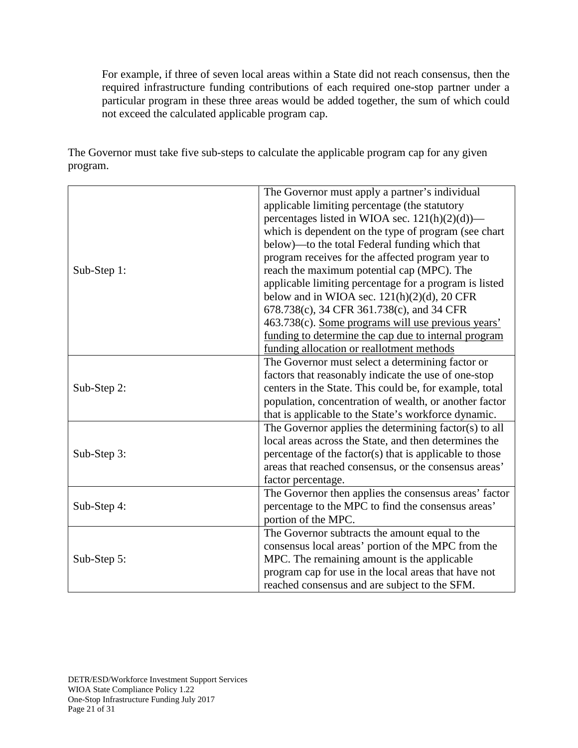> For example, if three of seven local areas within a State did not reach consensus, then the required infrastructure funding contributions of each required one-stop partner under a particular program in these three areas would be added together, the sum of which could not exceed the calculated applicable program cap.

The Governor must take five sub-steps to calculate the applicable program cap for any given program.

| | |
|---|---|
| Sub-Step 1: | The Governor must apply a partner's individual applicable limiting percentage (the statutory percentages listed in WIOA sec. 121(h)(2)(d))—which is dependent on the type of program (see chart below)—to the total Federal funding which that program receives for the affected program year to reach the maximum potential cap (MPC). The applicable limiting percentage for a program is listed below and in WIOA sec. 121(h)(2)(d), 20 CFR 678.738(c), 34 CFR 361.738(c), and 34 CFR 463.738(c). <u>Some programs will use previous years' funding to determine the cap due to internal program funding allocation or reallotment methods</u> |
| Sub-Step 2: | The Governor must select a determining factor or factors that reasonably indicate the use of one-stop centers in the State. This could be, for example, total population, concentration of wealth, or another factor that is applicable to the State's workforce dynamic. |
| Sub-Step 3: | The Governor applies the determining factor(s) to all local areas across the State, and then determines the percentage of the factor(s) that is applicable to those areas that reached consensus, or the consensus areas' factor percentage. |
| Sub-Step 4: | The Governor then applies the consensus areas' factor percentage to the MPC to find the consensus areas' portion of the MPC. |
| Sub-Step 5: | The Governor subtracts the amount equal to the consensus local areas' portion of the MPC from the MPC. The remaining amount is the applicable program cap for use in the local areas that have not reached consensus and are subject to the SFM. |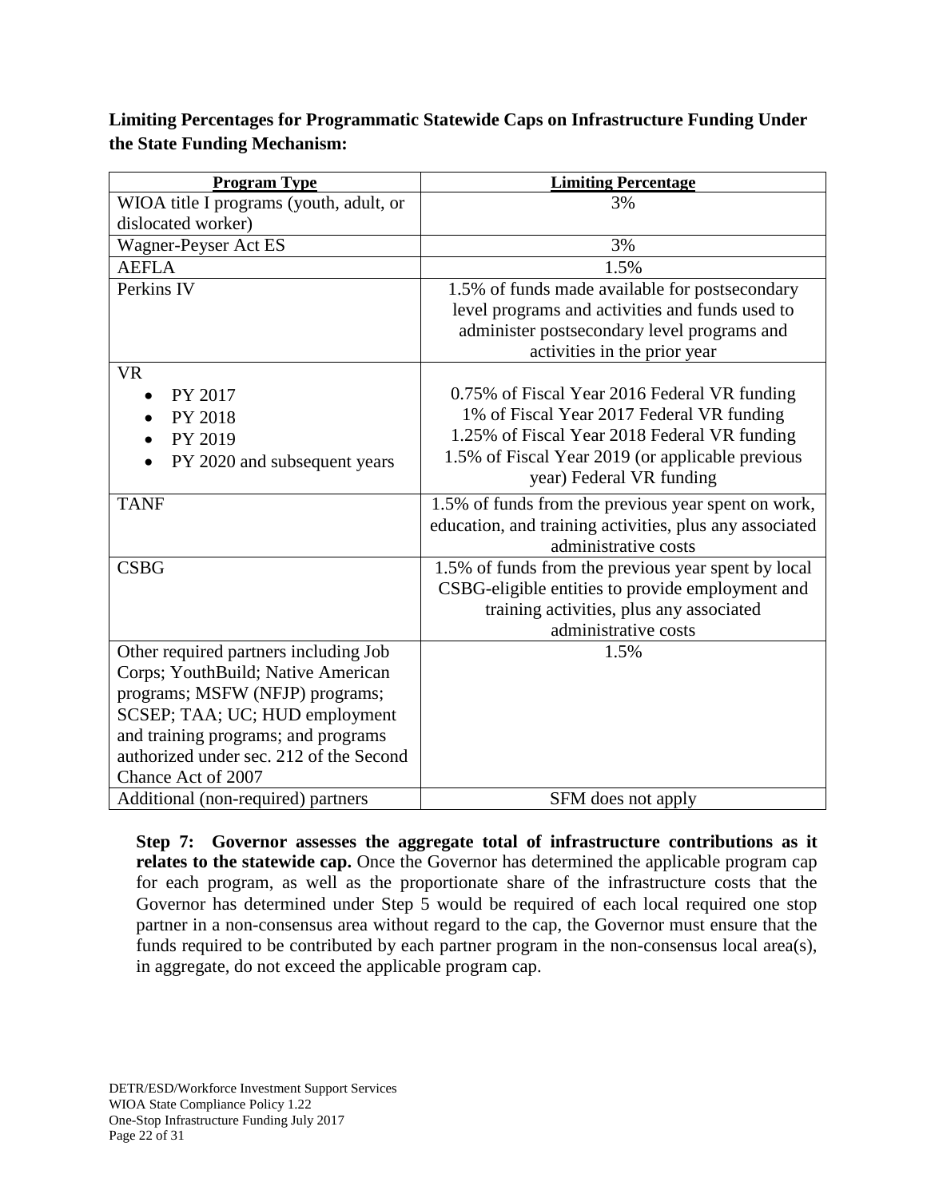**Limiting Percentages for Programmatic Statewide Caps on Infrastructure Funding Under the State Funding Mechanism:**

| Program Type | Limiting Percentage |
|---|---|
| WIOA title I programs (youth, adult, or dislocated worker) | 3% |
| Wagner-Peyser Act ES | 3% |
| AEFLA | 1.5% |
| Perkins IV | 1.5% of funds made available for postsecondary level programs and activities and funds used to administer postsecondary level programs and activities in the prior year |
| VR<br>• PY 2017<br>• PY 2018<br>• PY 2019<br>• PY 2020 and subsequent years | <br>0.75% of Fiscal Year 2016 Federal VR funding<br>1% of Fiscal Year 2017 Federal VR funding<br>1.25% of Fiscal Year 2018 Federal VR funding<br>1.5% of Fiscal Year 2019 (or applicable previous year) Federal VR funding |
| TANF | 1.5% of funds from the previous year spent on work, education, and training activities, plus any associated administrative costs |
| CSBG | 1.5% of funds from the previous year spent by local CSBG-eligible entities to provide employment and training activities, plus any associated administrative costs |
| Other required partners including Job Corps; YouthBuild; Native American programs; MSFW (NFJP) programs; SCSEP; TAA; UC; HUD employment and training programs; and programs authorized under sec. 212 of the Second Chance Act of 2007 | 1.5% |
| Additional (non-required) partners | SFM does not apply |

**Step 7: Governor assesses the aggregate total of infrastructure contributions as it relates to the statewide cap.** Once the Governor has determined the applicable program cap for each program, as well as the proportionate share of the infrastructure costs that the Governor has determined under Step 5 would be required of each local required one stop partner in a non-consensus area without regard to the cap, the Governor must ensure that the funds required to be contributed by each partner program in the non-consensus local area(s), in aggregate, do not exceed the applicable program cap.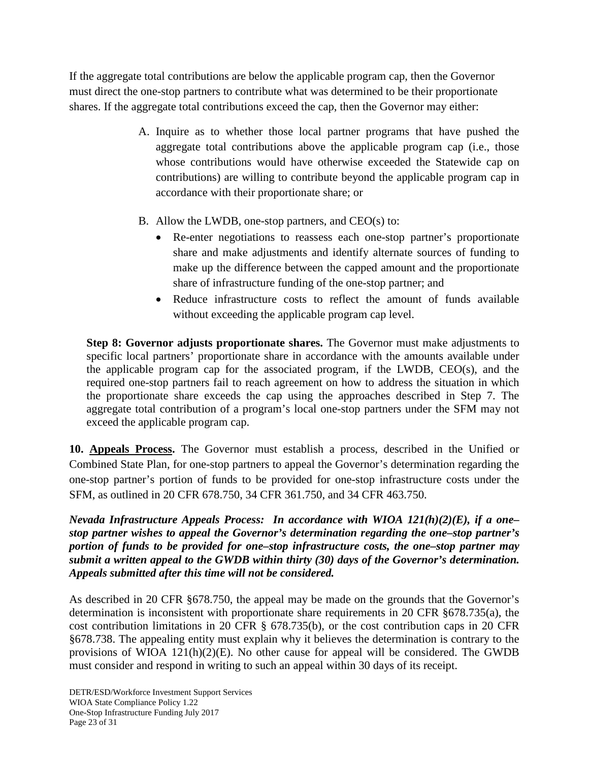If the aggregate total contributions are below the applicable program cap, then the Governor must direct the one-stop partners to contribute what was determined to be their proportionate shares. If the aggregate total contributions exceed the cap, then the Governor may either:

A. Inquire as to whether those local partner programs that have pushed the aggregate total contributions above the applicable program cap (i.e., those whose contributions would have otherwise exceeded the Statewide cap on contributions) are willing to contribute beyond the applicable program cap in accordance with their proportionate share; or

B. Allow the LWDB, one-stop partners, and CEO(s) to:
   - Re-enter negotiations to reassess each one-stop partner's proportionate share and make adjustments and identify alternate sources of funding to make up the difference between the capped amount and the proportionate share of infrastructure funding of the one-stop partner; and
   - Reduce infrastructure costs to reflect the amount of funds available without exceeding the applicable program cap level.

**Step 8: Governor adjusts proportionate shares.** The Governor must make adjustments to specific local partners' proportionate share in accordance with the amounts available under the applicable program cap for the associated program, if the LWDB, CEO(s), and the required one-stop partners fail to reach agreement on how to address the situation in which the proportionate share exceeds the cap using the approaches described in Step 7. The aggregate total contribution of a program's local one-stop partners under the SFM may not exceed the applicable program cap.

**10. <u>Appeals Process</u>.** The Governor must establish a process, described in the Unified or Combined State Plan, for one-stop partners to appeal the Governor's determination regarding the one-stop partner's portion of funds to be provided for one-stop infrastructure costs under the SFM, as outlined in 20 CFR 678.750, 34 CFR 361.750, and 34 CFR 463.750.

***Nevada Infrastructure Appeals Process: In accordance with WIOA 121(h)(2)(E), if a one–stop partner wishes to appeal the Governor's determination regarding the one–stop partner's portion of funds to be provided for one–stop infrastructure costs, the one–stop partner may submit a written appeal to the GWDB within thirty (30) days of the Governor's determination. Appeals submitted after this time will not be considered.***

As described in 20 CFR §678.750, the appeal may be made on the grounds that the Governor's determination is inconsistent with proportionate share requirements in 20 CFR §678.735(a), the cost contribution limitations in 20 CFR § 678.735(b), or the cost contribution caps in 20 CFR §678.738. The appealing entity must explain why it believes the determination is contrary to the provisions of WIOA 121(h)(2)(E). No other cause for appeal will be considered. The GWDB must consider and respond in writing to such an appeal within 30 days of its receipt.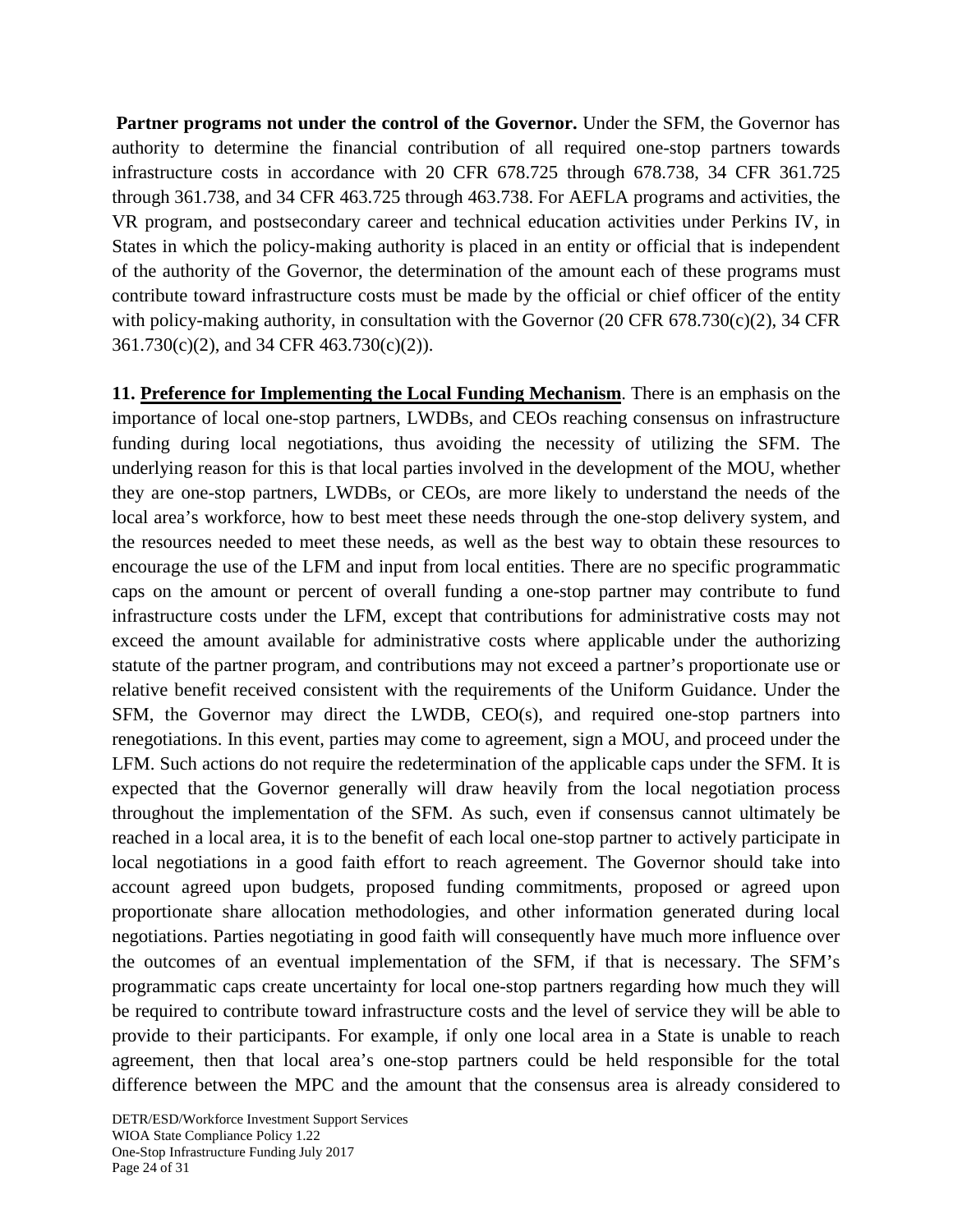**Partner programs not under the control of the Governor.** Under the SFM, the Governor has authority to determine the financial contribution of all required one-stop partners towards infrastructure costs in accordance with 20 CFR 678.725 through 678.738, 34 CFR 361.725 through 361.738, and 34 CFR 463.725 through 463.738. For AEFLA programs and activities, the VR program, and postsecondary career and technical education activities under Perkins IV, in States in which the policy-making authority is placed in an entity or official that is independent of the authority of the Governor, the determination of the amount each of these programs must contribute toward infrastructure costs must be made by the official or chief officer of the entity with policy-making authority, in consultation with the Governor (20 CFR 678.730(c)(2), 34 CFR 361.730(c)(2), and 34 CFR 463.730(c)(2)).

**11. <u>Preference for Implementing the Local Funding Mechanism</u>**. There is an emphasis on the importance of local one-stop partners, LWDBs, and CEOs reaching consensus on infrastructure funding during local negotiations, thus avoiding the necessity of utilizing the SFM. The underlying reason for this is that local parties involved in the development of the MOU, whether they are one-stop partners, LWDBs, or CEOs, are more likely to understand the needs of the local area's workforce, how to best meet these needs through the one-stop delivery system, and the resources needed to meet these needs, as well as the best way to obtain these resources to encourage the use of the LFM and input from local entities. There are no specific programmatic caps on the amount or percent of overall funding a one-stop partner may contribute to fund infrastructure costs under the LFM, except that contributions for administrative costs may not exceed the amount available for administrative costs where applicable under the authorizing statute of the partner program, and contributions may not exceed a partner's proportionate use or relative benefit received consistent with the requirements of the Uniform Guidance. Under the SFM, the Governor may direct the LWDB, CEO(s), and required one-stop partners into renegotiations. In this event, parties may come to agreement, sign a MOU, and proceed under the LFM. Such actions do not require the redetermination of the applicable caps under the SFM. It is expected that the Governor generally will draw heavily from the local negotiation process throughout the implementation of the SFM. As such, even if consensus cannot ultimately be reached in a local area, it is to the benefit of each local one-stop partner to actively participate in local negotiations in a good faith effort to reach agreement. The Governor should take into account agreed upon budgets, proposed funding commitments, proposed or agreed upon proportionate share allocation methodologies, and other information generated during local negotiations. Parties negotiating in good faith will consequently have much more influence over the outcomes of an eventual implementation of the SFM, if that is necessary. The SFM's programmatic caps create uncertainty for local one-stop partners regarding how much they will be required to contribute toward infrastructure costs and the level of service they will be able to provide to their participants. For example, if only one local area in a State is unable to reach agreement, then that local area's one-stop partners could be held responsible for the total difference between the MPC and the amount that the consensus area is already considered to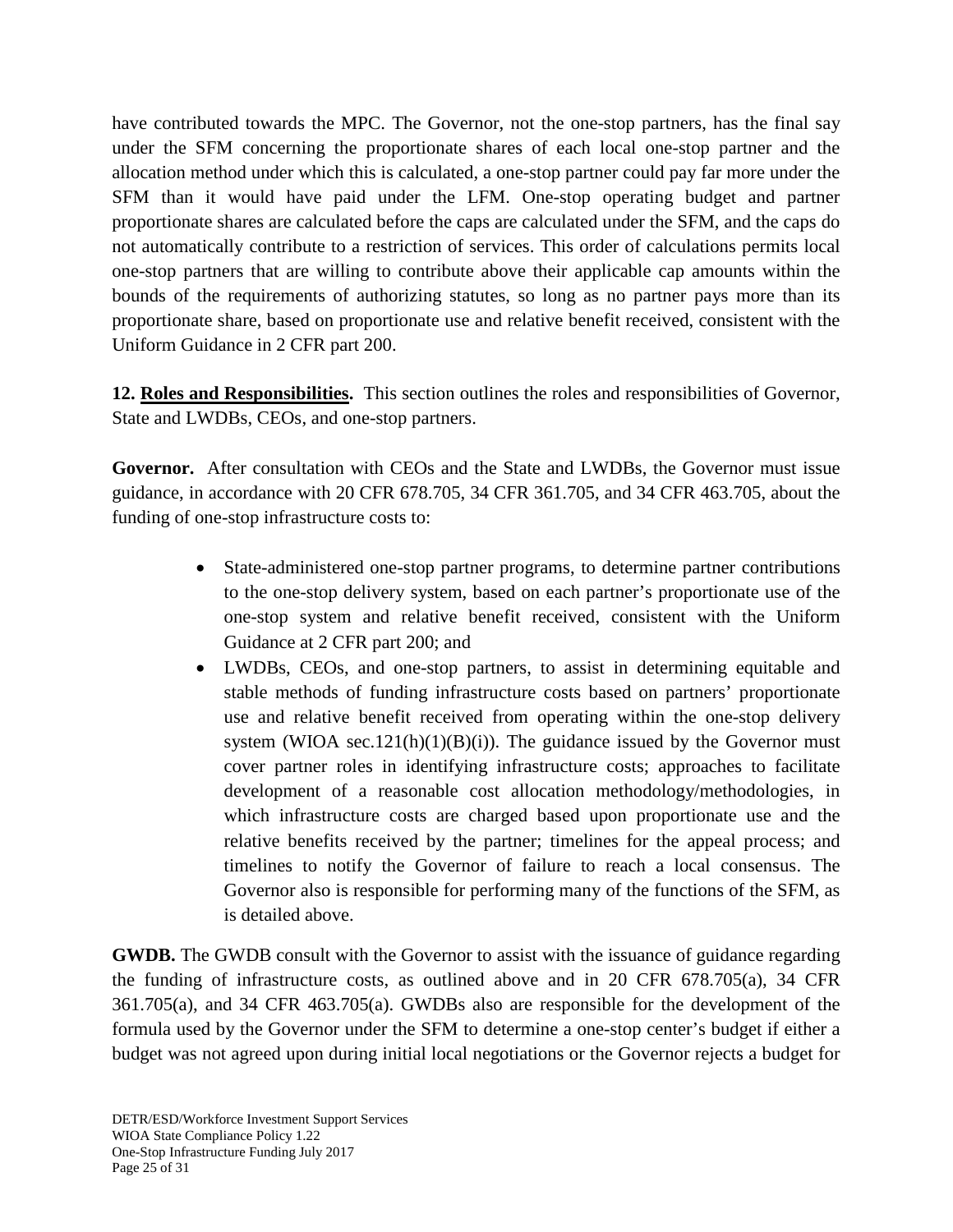have contributed towards the MPC. The Governor, not the one-stop partners, has the final say under the SFM concerning the proportionate shares of each local one-stop partner and the allocation method under which this is calculated, a one-stop partner could pay far more under the SFM than it would have paid under the LFM. One-stop operating budget and partner proportionate shares are calculated before the caps are calculated under the SFM, and the caps do not automatically contribute to a restriction of services. This order of calculations permits local one-stop partners that are willing to contribute above their applicable cap amounts within the bounds of the requirements of authorizing statutes, so long as no partner pays more than its proportionate share, based on proportionate use and relative benefit received, consistent with the Uniform Guidance in 2 CFR part 200.

**12. Roles and Responsibilities.** This section outlines the roles and responsibilities of Governor, State and LWDBs, CEOs, and one-stop partners.

**Governor.** After consultation with CEOs and the State and LWDBs, the Governor must issue guidance, in accordance with 20 CFR 678.705, 34 CFR 361.705, and 34 CFR 463.705, about the funding of one-stop infrastructure costs to:

- State-administered one-stop partner programs, to determine partner contributions to the one-stop delivery system, based on each partner's proportionate use of the one-stop system and relative benefit received, consistent with the Uniform Guidance at 2 CFR part 200; and
- LWDBs, CEOs, and one-stop partners, to assist in determining equitable and stable methods of funding infrastructure costs based on partners' proportionate use and relative benefit received from operating within the one-stop delivery system (WIOA sec.121(h)(1)(B)(i)). The guidance issued by the Governor must cover partner roles in identifying infrastructure costs; approaches to facilitate development of a reasonable cost allocation methodology/methodologies, in which infrastructure costs are charged based upon proportionate use and the relative benefits received by the partner; timelines for the appeal process; and timelines to notify the Governor of failure to reach a local consensus. The Governor also is responsible for performing many of the functions of the SFM, as is detailed above.

**GWDB.** The GWDB consult with the Governor to assist with the issuance of guidance regarding the funding of infrastructure costs, as outlined above and in 20 CFR 678.705(a), 34 CFR 361.705(a), and 34 CFR 463.705(a). GWDBs also are responsible for the development of the formula used by the Governor under the SFM to determine a one-stop center's budget if either a budget was not agreed upon during initial local negotiations or the Governor rejects a budget for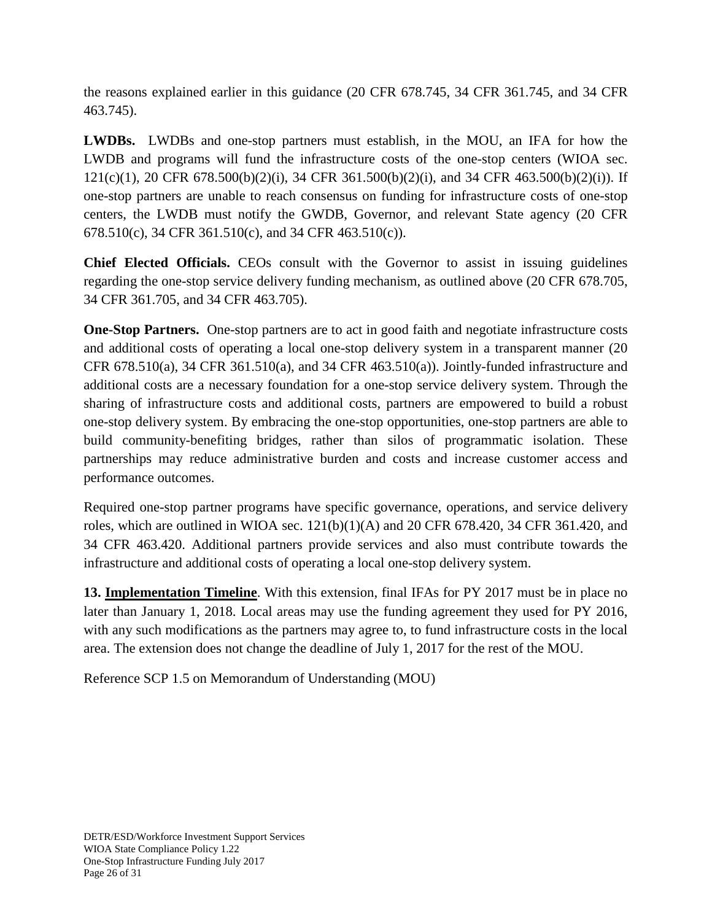the reasons explained earlier in this guidance (20 CFR 678.745, 34 CFR 361.745, and 34 CFR 463.745).

**LWDBs.** LWDBs and one-stop partners must establish, in the MOU, an IFA for how the LWDB and programs will fund the infrastructure costs of the one-stop centers (WIOA sec. 121(c)(1), 20 CFR 678.500(b)(2)(i), 34 CFR 361.500(b)(2)(i), and 34 CFR 463.500(b)(2)(i)). If one-stop partners are unable to reach consensus on funding for infrastructure costs of one-stop centers, the LWDB must notify the GWDB, Governor, and relevant State agency (20 CFR 678.510(c), 34 CFR 361.510(c), and 34 CFR 463.510(c)).

**Chief Elected Officials.** CEOs consult with the Governor to assist in issuing guidelines regarding the one-stop service delivery funding mechanism, as outlined above (20 CFR 678.705, 34 CFR 361.705, and 34 CFR 463.705).

**One-Stop Partners.** One-stop partners are to act in good faith and negotiate infrastructure costs and additional costs of operating a local one-stop delivery system in a transparent manner (20 CFR 678.510(a), 34 CFR 361.510(a), and 34 CFR 463.510(a)). Jointly-funded infrastructure and additional costs are a necessary foundation for a one-stop service delivery system. Through the sharing of infrastructure costs and additional costs, partners are empowered to build a robust one-stop delivery system. By embracing the one-stop opportunities, one-stop partners are able to build community-benefiting bridges, rather than silos of programmatic isolation. These partnerships may reduce administrative burden and costs and increase customer access and performance outcomes.

Required one-stop partner programs have specific governance, operations, and service delivery roles, which are outlined in WIOA sec. 121(b)(1)(A) and 20 CFR 678.420, 34 CFR 361.420, and 34 CFR 463.420. Additional partners provide services and also must contribute towards the infrastructure and additional costs of operating a local one-stop delivery system.

**13. Implementation Timeline**. With this extension, final IFAs for PY 2017 must be in place no later than January 1, 2018. Local areas may use the funding agreement they used for PY 2016, with any such modifications as the partners may agree to, to fund infrastructure costs in the local area. The extension does not change the deadline of July 1, 2017 for the rest of the MOU.

Reference SCP 1.5 on Memorandum of Understanding (MOU)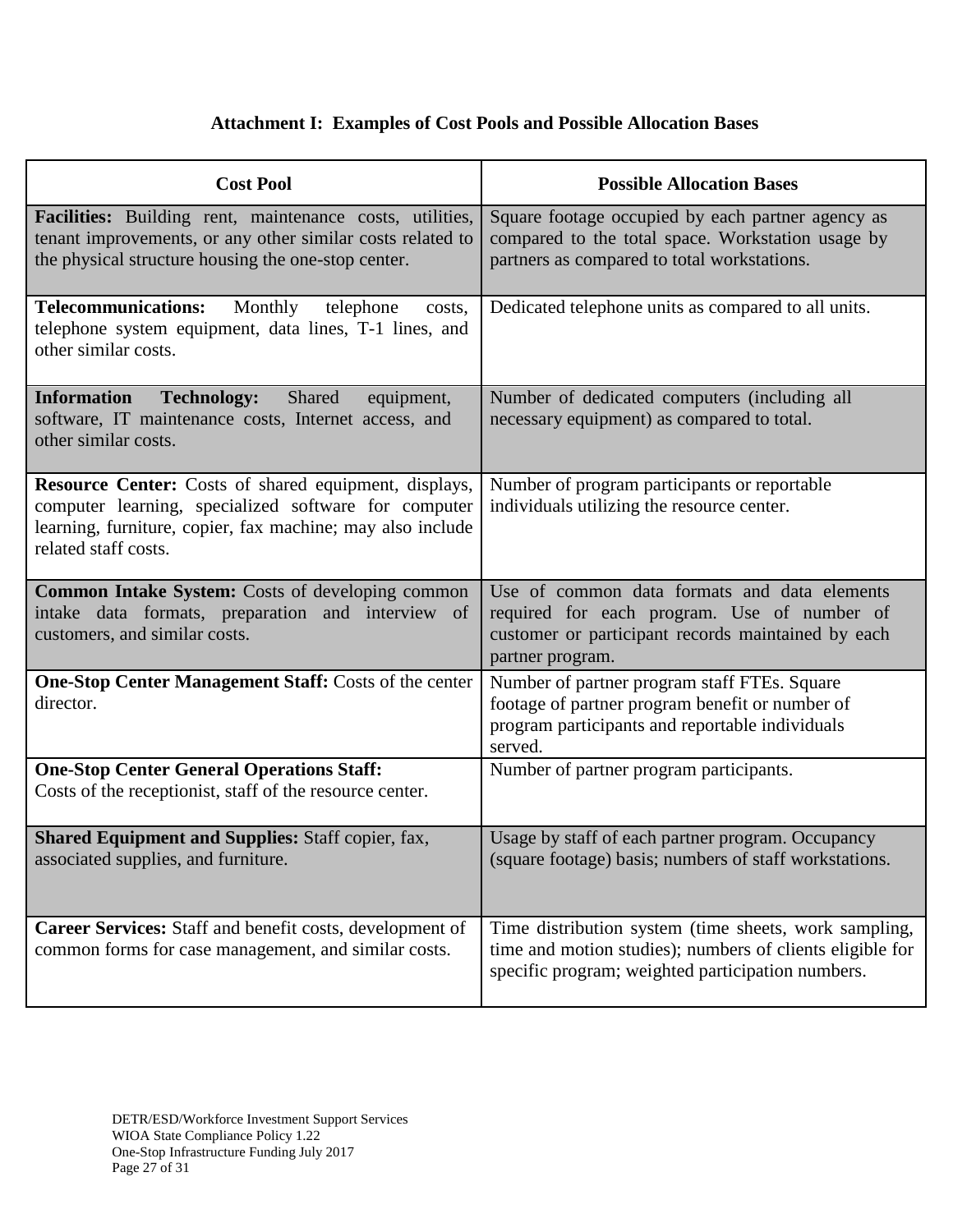**Attachment I: Examples of Cost Pools and Possible Allocation Bases**

| Cost Pool | Possible Allocation Bases |
|---|---|
| **Facilities:** Building rent, maintenance costs, utilities, tenant improvements, or any other similar costs related to the physical structure housing the one-stop center. | Square footage occupied by each partner agency as compared to the total space. Workstation usage by partners as compared to total workstations. |
| **Telecommunications:** Monthly telephone costs, telephone system equipment, data lines, T-1 lines, and other similar costs. | Dedicated telephone units as compared to all units. |
| **Information Technology:** Shared equipment, software, IT maintenance costs, Internet access, and other similar costs. | Number of dedicated computers (including all necessary equipment) as compared to total. |
| **Resource Center:** Costs of shared equipment, displays, computer learning, specialized software for computer learning, furniture, copier, fax machine; may also include related staff costs. | Number of program participants or reportable individuals utilizing the resource center. |
| **Common Intake System:** Costs of developing common intake data formats, preparation and interview of customers, and similar costs. | Use of common data formats and data elements required for each program. Use of number of customer or participant records maintained by each partner program. |
| **One-Stop Center Management Staff:** Costs of the center director. | Number of partner program staff FTEs. Square footage of partner program benefit or number of program participants and reportable individuals served. |
| **One-Stop Center General Operations Staff:** Costs of the receptionist, staff of the resource center. | Number of partner program participants. |
| **Shared Equipment and Supplies:** Staff copier, fax, associated supplies, and furniture. | Usage by staff of each partner program. Occupancy (square footage) basis; numbers of staff workstations. |
| **Career Services:** Staff and benefit costs, development of common forms for case management, and similar costs. | Time distribution system (time sheets, work sampling, time and motion studies); numbers of clients eligible for specific program; weighted participation numbers. |

DETR/ESD/Workforce Investment Support Services
WIOA State Compliance Policy 1.22
One-Stop Infrastructure Funding July 2017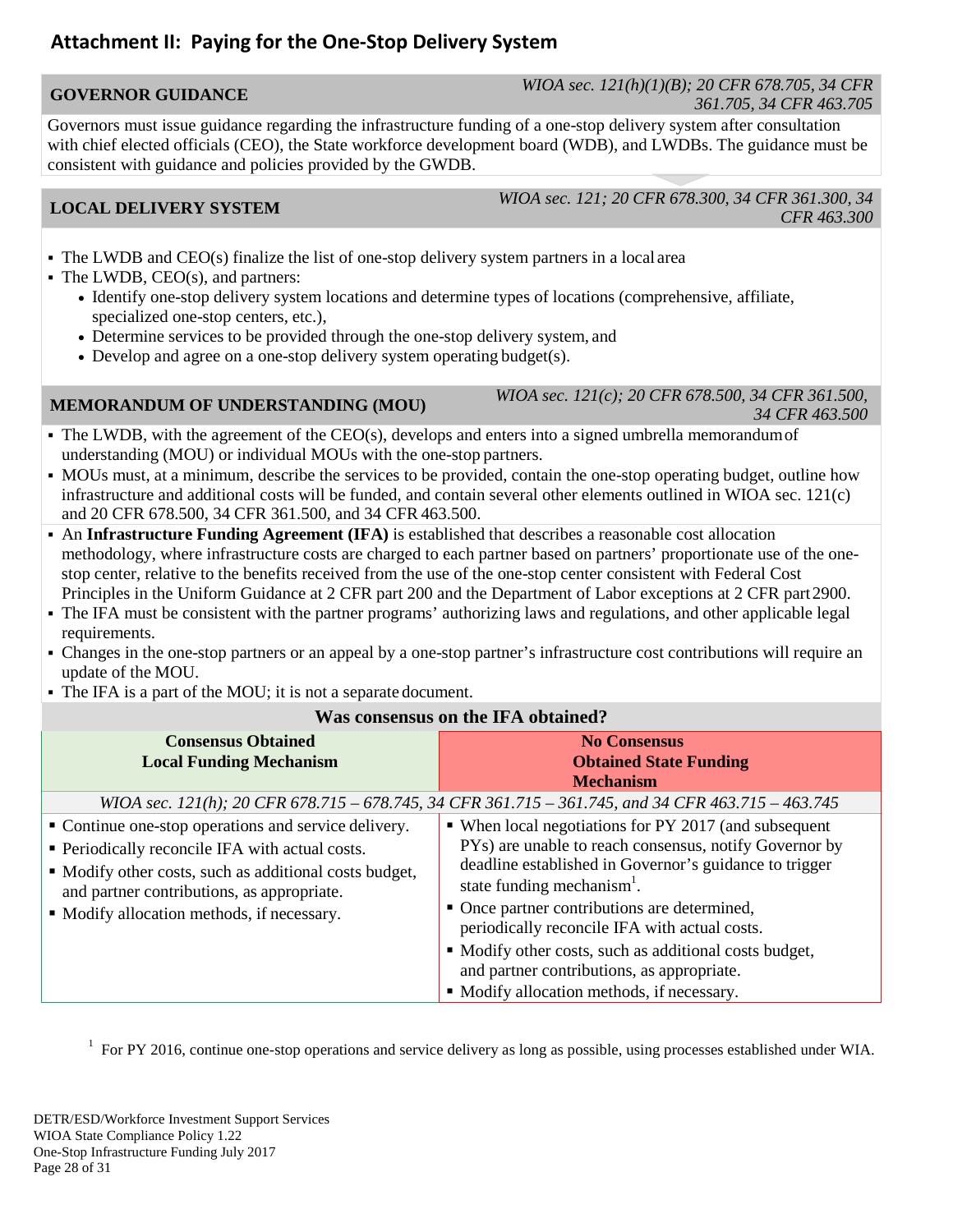## Attachment II: Paying for the One-Stop Delivery System

### GOVERNOR GUIDANCE

*WIOA sec. 121(h)(1)(B); 20 CFR 678.705, 34 CFR 361.705, 34 CFR 463.705*

Governors must issue guidance regarding the infrastructure funding of a one-stop delivery system after consultation with chief elected officials (CEO), the State workforce development board (WDB), and LWDBs. The guidance must be consistent with guidance and policies provided by the GWDB.

### LOCAL DELIVERY SYSTEM

*WIOA sec. 121; 20 CFR 678.300, 34 CFR 361.300, 34 CFR 463.300*

- The LWDB and CEO(s) finalize the list of one-stop delivery system partners in a local area
- The LWDB, CEO(s), and partners:
  - Identify one-stop delivery system locations and determine types of locations (comprehensive, affiliate, specialized one-stop centers, etc.),
  - Determine services to be provided through the one-stop delivery system, and
  - Develop and agree on a one-stop delivery system operating budget(s).

### MEMORANDUM OF UNDERSTANDING (MOU)

*WIOA sec. 121(c); 20 CFR 678.500, 34 CFR 361.500, 34 CFR 463.500*

- The LWDB, with the agreement of the CEO(s), develops and enters into a signed umbrella memorandum of understanding (MOU) or individual MOUs with the one-stop partners.
- MOUs must, at a minimum, describe the services to be provided, contain the one-stop operating budget, outline how infrastructure and additional costs will be funded, and contain several other elements outlined in WIOA sec. 121(c) and 20 CFR 678.500, 34 CFR 361.500, and 34 CFR 463.500.
- An **Infrastructure Funding Agreement (IFA)** is established that describes a reasonable cost allocation methodology, where infrastructure costs are charged to each partner based on partners' proportionate use of the one-stop center, relative to the benefits received from the use of the one-stop center consistent with Federal Cost Principles in the Uniform Guidance at 2 CFR part 200 and the Department of Labor exceptions at 2 CFR part 2900.
- The IFA must be consistent with the partner programs' authorizing laws and regulations, and other applicable legal requirements.
- Changes in the one-stop partners or an appeal by a one-stop partner's infrastructure cost contributions will require an update of the MOU.
- The IFA is a part of the MOU; it is not a separate document.

**Was consensus on the IFA obtained?**

| **Consensus Obtained Local Funding Mechanism** | **No Consensus Obtained State Funding Mechanism** |
|---|---|
| *WIOA sec. 121(h); 20 CFR 678.715 – 678.745, 34 CFR 361.715 – 361.745, and 34 CFR 463.715 – 463.745* | |
| ▪ Continue one-stop operations and service delivery.<br>▪ Periodically reconcile IFA with actual costs.<br>▪ Modify other costs, such as additional costs budget, and partner contributions, as appropriate.<br>▪ Modify allocation methods, if necessary. | ▪ When local negotiations for PY 2017 (and subsequent PYs) are unable to reach consensus, notify Governor by deadline established in Governor's guidance to trigger state funding mechanism[1].<br>▪ Once partner contributions are determined, periodically reconcile IFA with actual costs.<br>▪ Modify other costs, such as additional costs budget, and partner contributions, as appropriate.<br>▪ Modify allocation methods, if necessary. |

[1] For PY 2016, continue one-stop operations and service delivery as long as possible, using processes established under WIA.

DETR/ESD/Workforce Investment Support Services
WIOA State Compliance Policy 1.22
One-Stop Infrastructure Funding July 2017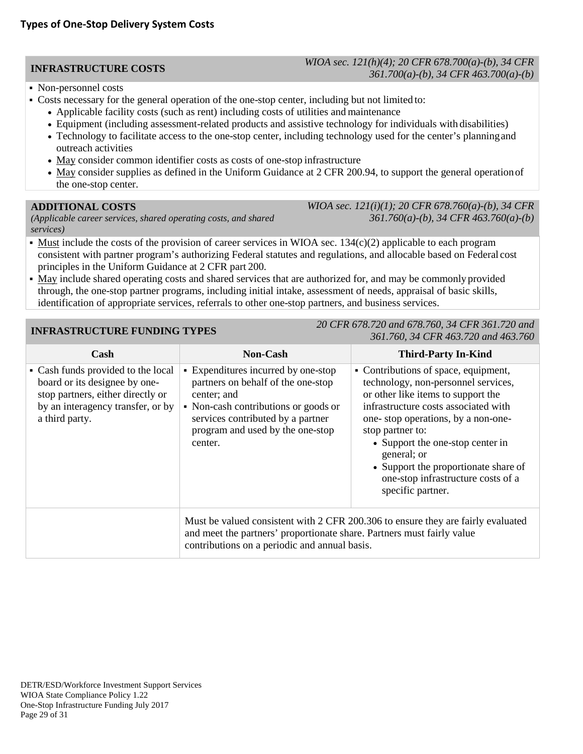**Types of One-Stop Delivery System Costs**

| **INFRASTRUCTURE COSTS** | *WIOA sec. 121(h)(4); 20 CFR 678.700(a)-(b), 34 CFR 361.700(a)-(b), 34 CFR 463.700(a)-(b)* |
|---|---|

- Non-personnel costs
- Costs necessary for the general operation of the one-stop center, including but not limited to:
  - Applicable facility costs (such as rent) including costs of utilities and maintenance
  - Equipment (including assessment-related products and assistive technology for individuals with disabilities)
  - Technology to facilitate access to the one-stop center, including technology used for the center's planning and outreach activities
  - May consider common identifier costs as costs of one-stop infrastructure
  - May consider supplies as defined in the Uniform Guidance at 2 CFR 200.94, to support the general operation of the one-stop center.

| **ADDITIONAL COSTS** *(Applicable career services, shared operating costs, and shared services)* | *WIOA sec. 121(i)(1); 20 CFR 678.760(a)-(b), 34 CFR 361.760(a)-(b), 34 CFR 463.760(a)-(b)* |
|---|---|

- Must include the costs of the provision of career services in WIOA sec. 134(c)(2) applicable to each program consistent with partner program's authorizing Federal statutes and regulations, and allocable based on Federal cost principles in the Uniform Guidance at 2 CFR part 200.
- May include shared operating costs and shared services that are authorized for, and may be commonly provided through, the one-stop partner programs, including initial intake, assessment of needs, appraisal of basic skills, identification of appropriate services, referrals to other one-stop partners, and business services.

**INFRASTRUCTURE FUNDING TYPES** — *20 CFR 678.720 and 678.760, 34 CFR 361.720 and 361.760, 34 CFR 463.720 and 463.760*

| Cash | Non-Cash | Third-Party In-Kind |
|---|---|---|
| Cash funds provided to the local board or its designee by one-stop partners, either directly or by an interagency transfer, or by a third party. | Expenditures incurred by one-stop partners on behalf of the one-stop center; and<br>Non-cash contributions or goods or services contributed by a partner program and used by the one-stop center. | Contributions of space, equipment, technology, non-personnel services, or other like items to support the infrastructure costs associated with one- stop operations, by a non-one-stop partner to:<br>• Support the one-stop center in general; or<br>• Support the proportionate share of one-stop infrastructure costs of a specific partner. |
| | Must be valued consistent with 2 CFR 200.306 to ensure they are fairly evaluated and meet the partners' proportionate share. Partners must fairly value contributions on a periodic and annual basis. | |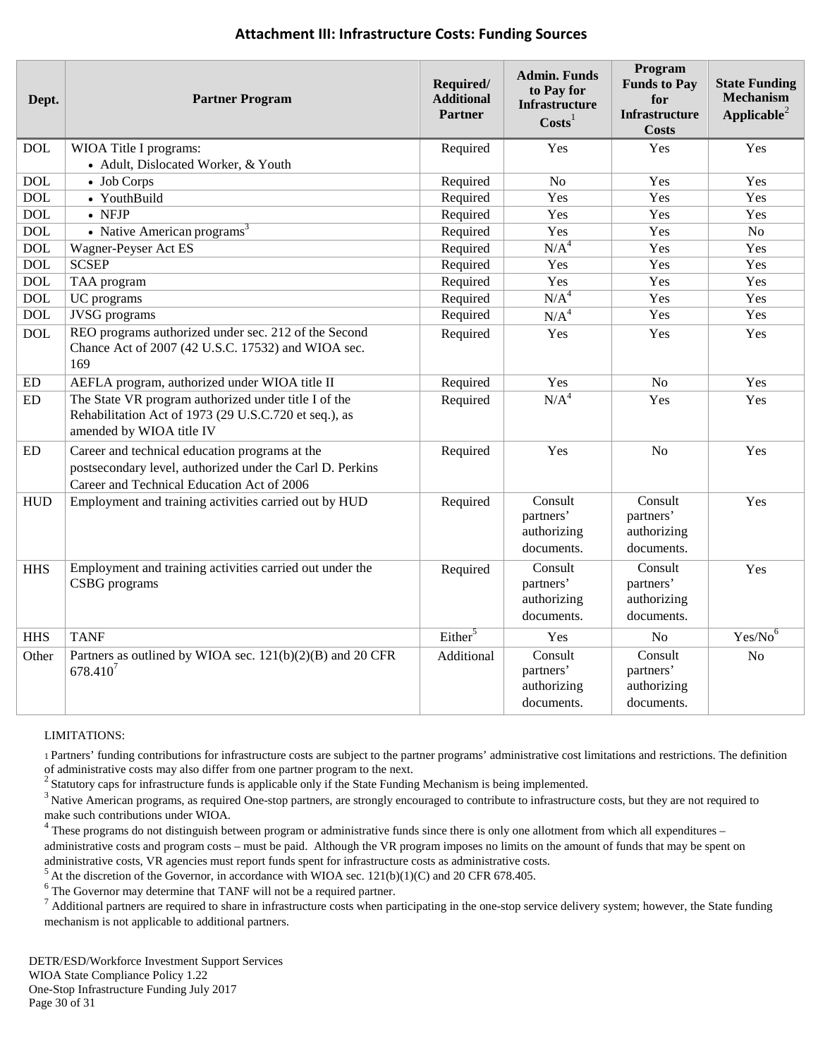# Attachment III: Infrastructure Costs: Funding Sources

| Dept. | Partner Program | Required/ Additional Partner | Admin. Funds to Pay for Infrastructure Costs[1] | Program Funds to Pay for Infrastructure Costs | State Funding Mechanism Applicable[2] |
|---|---|---|---|---|---|
| DOL | WIOA Title I programs: <br>• Adult, Dislocated Worker, & Youth | Required | Yes | Yes | Yes |
| DOL | • Job Corps | Required | No | Yes | Yes |
| DOL | • YouthBuild | Required | Yes | Yes | Yes |
| DOL | • NFJP | Required | Yes | Yes | Yes |
| DOL | • Native American programs[3] | Required | Yes | Yes | No |
| DOL | Wagner-Peyser Act ES | Required | N/A[4] | Yes | Yes |
| DOL | SCSEP | Required | Yes | Yes | Yes |
| DOL | TAA program | Required | Yes | Yes | Yes |
| DOL | UC programs | Required | N/A[4] | Yes | Yes |
| DOL | JVSG programs | Required | N/A[4] | Yes | Yes |
| DOL | REO programs authorized under sec. 212 of the Second Chance Act of 2007 (42 U.S.C. 17532) and WIOA sec. 169 | Required | Yes | Yes | Yes |
| ED | AEFLA program, authorized under WIOA title II | Required | Yes | No | Yes |
| ED | The State VR program authorized under title I of the Rehabilitation Act of 1973 (29 U.S.C.720 et seq.), as amended by WIOA title IV | Required | N/A[4] | Yes | Yes |
| ED | Career and technical education programs at the postsecondary level, authorized under the Carl D. Perkins Career and Technical Education Act of 2006 | Required | Yes | No | Yes |
| HUD | Employment and training activities carried out by HUD | Required | Consult partners' authorizing documents. | Consult partners' authorizing documents. | Yes |
| HHS | Employment and training activities carried out under the CSBG programs | Required | Consult partners' authorizing documents. | Consult partners' authorizing documents. | Yes |
| HHS | TANF | Either[5] | Yes | No | Yes/No[6] |
| Other | Partners as outlined by WIOA sec. 121(b)(2)(B) and 20 CFR 678.410[7] | Additional | Consult partners' authorizing documents. | Consult partners' authorizing documents. | No |

LIMITATIONS:

[1] Partners' funding contributions for infrastructure costs are subject to the partner programs' administrative cost limitations and restrictions. The definition of administrative costs may also differ from one partner program to the next.

[2] Statutory caps for infrastructure funds is applicable only if the State Funding Mechanism is being implemented.

[3] Native American programs, as required One-stop partners, are strongly encouraged to contribute to infrastructure costs, but they are not required to make such contributions under WIOA.

[4] These programs do not distinguish between program or administrative funds since there is only one allotment from which all expenditures – administrative costs and program costs – must be paid. Although the VR program imposes no limits on the amount of funds that may be spent on administrative costs, VR agencies must report funds spent for infrastructure costs as administrative costs.

[5] At the discretion of the Governor, in accordance with WIOA sec. 121(b)(1)(C) and 20 CFR 678.405.

[6] The Governor may determine that TANF will not be a required partner.

[7] Additional partners are required to share in infrastructure costs when participating in the one-stop service delivery system; however, the State funding mechanism is not applicable to additional partners.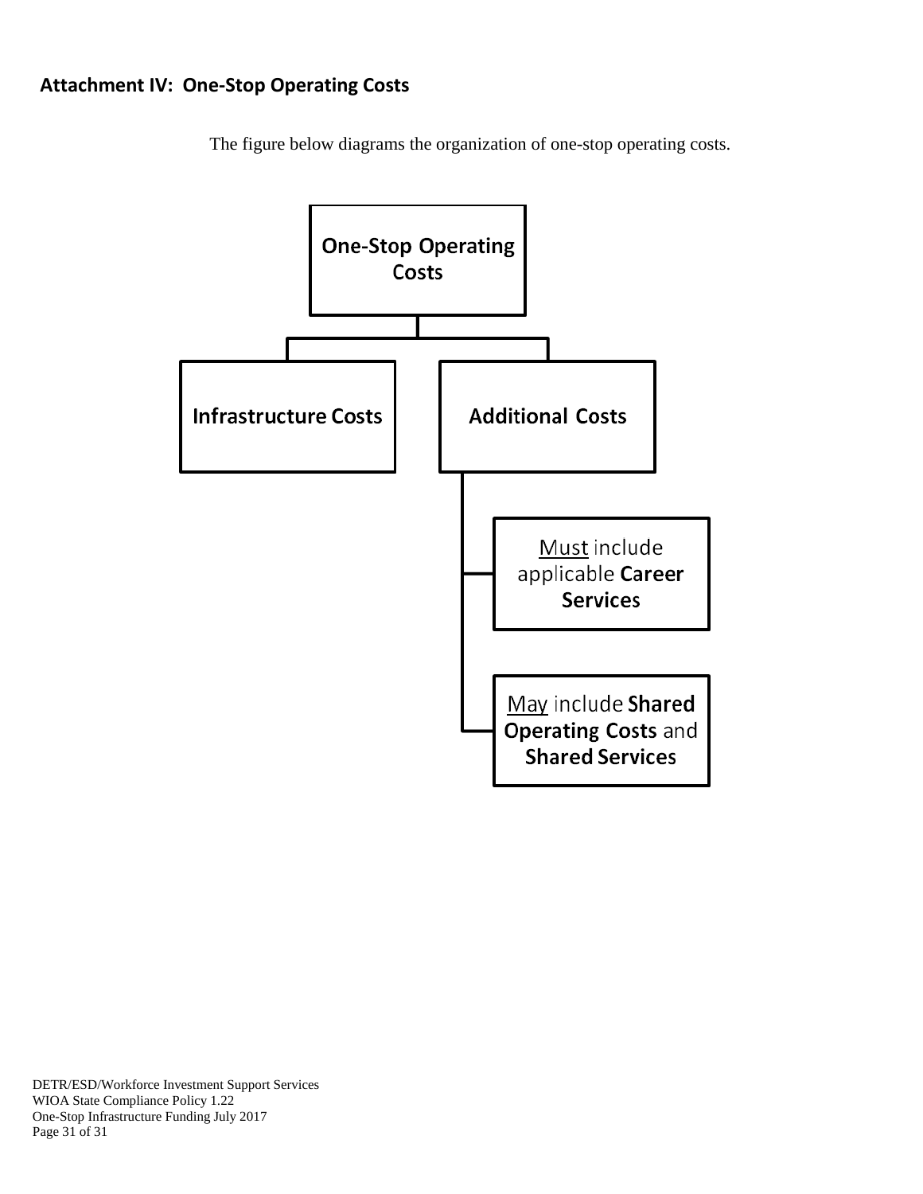## Attachment IV: One-Stop Operating Costs

The figure below diagrams the organization of one-stop operating costs.

**One-Stop Operating Costs**

**Infrastructure Costs**

**Additional Costs**

Must include applicable **Career Services**

May include **Shared Operating Costs** and **Shared Services**

DETR/ESD/Workforce Investment Support Services
WIOA State Compliance Policy 1.22
One-Stop Infrastructure Funding July 2017